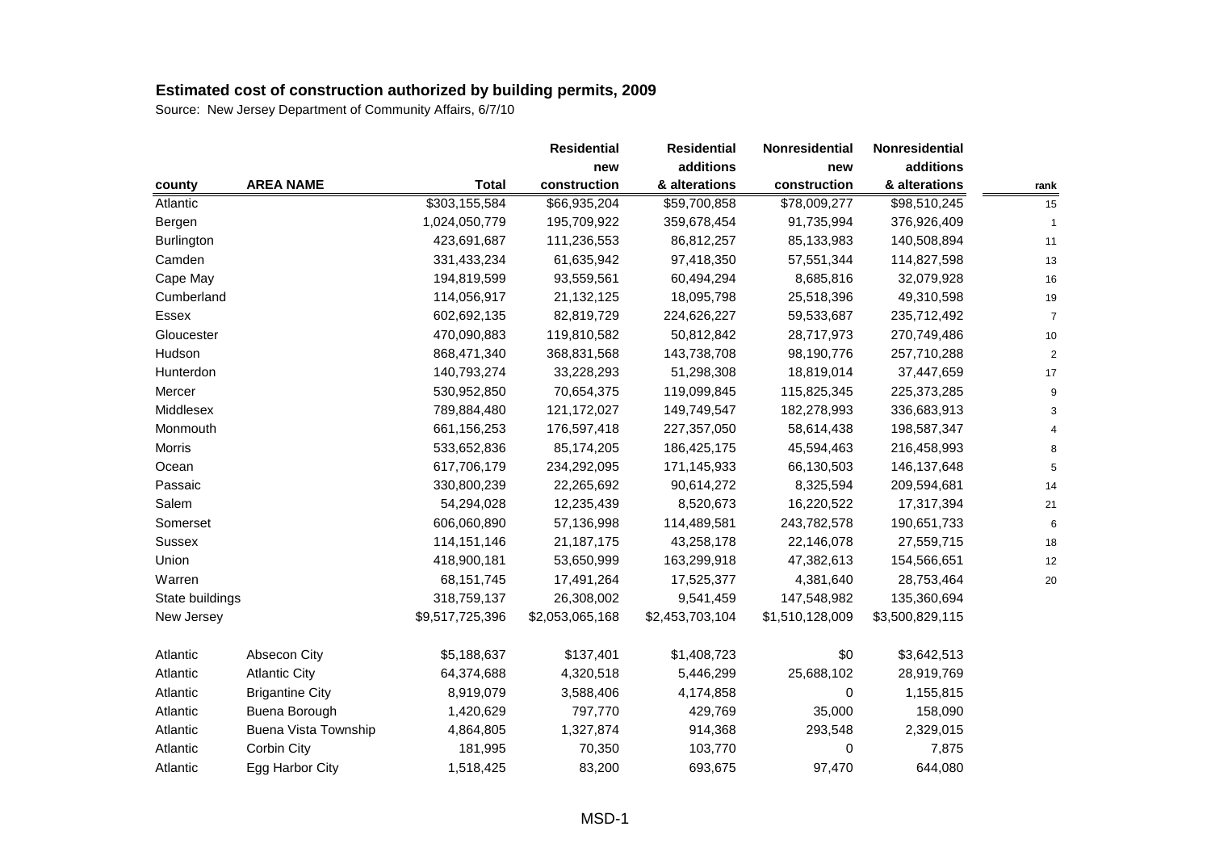## Estimated cost of construction authorized by building permits, 2009

Source: New Jersey Department of Community Affairs, 6/7/10

| county | AREA NAME | Total | Residential new construction | Residential additions & alterations | Nonresidential new construction | Nonresidential additions & alterations | rank |
|---|---|---|---|---|---|---|---|
| Atlantic | | $303,155,584 | $66,935,204 | $59,700,858 | $78,009,277 | $98,510,245 | 15 |
| Bergen | | 1,024,050,779 | 195,709,922 | 359,678,454 | 91,735,994 | 376,926,409 | 1 |
| Burlington | | 423,691,687 | 111,236,553 | 86,812,257 | 85,133,983 | 140,508,894 | 11 |
| Camden | | 331,433,234 | 61,635,942 | 97,418,350 | 57,551,344 | 114,827,598 | 13 |
| Cape May | | 194,819,599 | 93,559,561 | 60,494,294 | 8,685,816 | 32,079,928 | 16 |
| Cumberland | | 114,056,917 | 21,132,125 | 18,095,798 | 25,518,396 | 49,310,598 | 19 |
| Essex | | 602,692,135 | 82,819,729 | 224,626,227 | 59,533,687 | 235,712,492 | 7 |
| Gloucester | | 470,090,883 | 119,810,582 | 50,812,842 | 28,717,973 | 270,749,486 | 10 |
| Hudson | | 868,471,340 | 368,831,568 | 143,738,708 | 98,190,776 | 257,710,288 | 2 |
| Hunterdon | | 140,793,274 | 33,228,293 | 51,298,308 | 18,819,014 | 37,447,659 | 17 |
| Mercer | | 530,952,850 | 70,654,375 | 119,099,845 | 115,825,345 | 225,373,285 | 9 |
| Middlesex | | 789,884,480 | 121,172,027 | 149,749,547 | 182,278,993 | 336,683,913 | 3 |
| Monmouth | | 661,156,253 | 176,597,418 | 227,357,050 | 58,614,438 | 198,587,347 | 4 |
| Morris | | 533,652,836 | 85,174,205 | 186,425,175 | 45,594,463 | 216,458,993 | 8 |
| Ocean | | 617,706,179 | 234,292,095 | 171,145,933 | 66,130,503 | 146,137,648 | 5 |
| Passaic | | 330,800,239 | 22,265,692 | 90,614,272 | 8,325,594 | 209,594,681 | 14 |
| Salem | | 54,294,028 | 12,235,439 | 8,520,673 | 16,220,522 | 17,317,394 | 21 |
| Somerset | | 606,060,890 | 57,136,998 | 114,489,581 | 243,782,578 | 190,651,733 | 6 |
| Sussex | | 114,151,146 | 21,187,175 | 43,258,178 | 22,146,078 | 27,559,715 | 18 |
| Union | | 418,900,181 | 53,650,999 | 163,299,918 | 47,382,613 | 154,566,651 | 12 |
| Warren | | 68,151,745 | 17,491,264 | 17,525,377 | 4,381,640 | 28,753,464 | 20 |
| State buildings | | 318,759,137 | 26,308,002 | 9,541,459 | 147,548,982 | 135,360,694 | |
| New Jersey | | $9,517,725,396 | $2,053,065,168 | $2,453,703,104 | $1,510,128,009 | $3,500,829,115 | |
| | | | | | | | |
| Atlantic | Absecon City | $5,188,637 | $137,401 | $1,408,723 | $0 | $3,642,513 | |
| Atlantic | Atlantic City | 64,374,688 | 4,320,518 | 5,446,299 | 25,688,102 | 28,919,769 | |
| Atlantic | Brigantine City | 8,919,079 | 3,588,406 | 4,174,858 | 0 | 1,155,815 | |
| Atlantic | Buena Borough | 1,420,629 | 797,770 | 429,769 | 35,000 | 158,090 | |
| Atlantic | Buena Vista Township | 4,864,805 | 1,327,874 | 914,368 | 293,548 | 2,329,015 | |
| Atlantic | Corbin City | 181,995 | 70,350 | 103,770 | 0 | 7,875 | |
| Atlantic | Egg Harbor City | 1,518,425 | 83,200 | 693,675 | 97,470 | 644,080 | |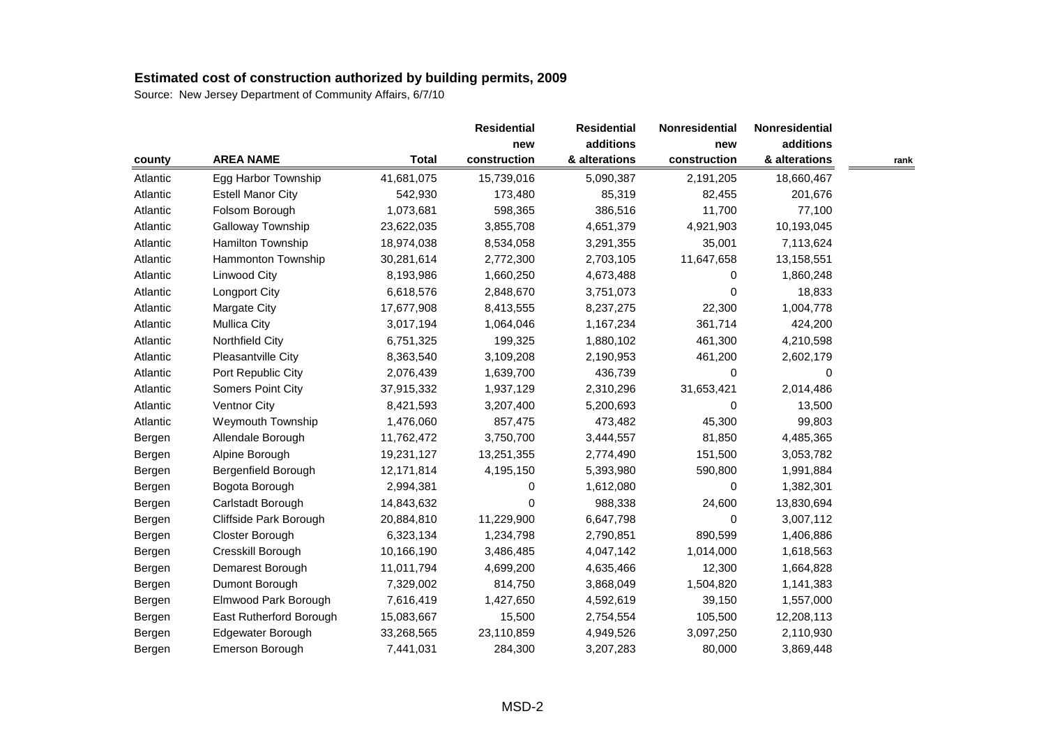## Estimated cost of construction authorized by building permits, 2009

Source: New Jersey Department of Community Affairs, 6/7/10

| county | AREA NAME | Total | Residential new construction | Residential additions & alterations | Nonresidential new construction | Nonresidential additions & alterations | rank |
|---|---|---|---|---|---|---|---|
| Atlantic | Egg Harbor Township | 41,681,075 | 15,739,016 | 5,090,387 | 2,191,205 | 18,660,467 | |
| Atlantic | Estell Manor City | 542,930 | 173,480 | 85,319 | 82,455 | 201,676 | |
| Atlantic | Folsom Borough | 1,073,681 | 598,365 | 386,516 | 11,700 | 77,100 | |
| Atlantic | Galloway Township | 23,622,035 | 3,855,708 | 4,651,379 | 4,921,903 | 10,193,045 | |
| Atlantic | Hamilton Township | 18,974,038 | 8,534,058 | 3,291,355 | 35,001 | 7,113,624 | |
| Atlantic | Hammonton Township | 30,281,614 | 2,772,300 | 2,703,105 | 11,647,658 | 13,158,551 | |
| Atlantic | Linwood City | 8,193,986 | 1,660,250 | 4,673,488 | 0 | 1,860,248 | |
| Atlantic | Longport City | 6,618,576 | 2,848,670 | 3,751,073 | 0 | 18,833 | |
| Atlantic | Margate City | 17,677,908 | 8,413,555 | 8,237,275 | 22,300 | 1,004,778 | |
| Atlantic | Mullica City | 3,017,194 | 1,064,046 | 1,167,234 | 361,714 | 424,200 | |
| Atlantic | Northfield City | 6,751,325 | 199,325 | 1,880,102 | 461,300 | 4,210,598 | |
| Atlantic | Pleasantville City | 8,363,540 | 3,109,208 | 2,190,953 | 461,200 | 2,602,179 | |
| Atlantic | Port Republic City | 2,076,439 | 1,639,700 | 436,739 | 0 | 0 | |
| Atlantic | Somers Point City | 37,915,332 | 1,937,129 | 2,310,296 | 31,653,421 | 2,014,486 | |
| Atlantic | Ventnor City | 8,421,593 | 3,207,400 | 5,200,693 | 0 | 13,500 | |
| Atlantic | Weymouth Township | 1,476,060 | 857,475 | 473,482 | 45,300 | 99,803 | |
| Bergen | Allendale Borough | 11,762,472 | 3,750,700 | 3,444,557 | 81,850 | 4,485,365 | |
| Bergen | Alpine Borough | 19,231,127 | 13,251,355 | 2,774,490 | 151,500 | 3,053,782 | |
| Bergen | Bergenfield Borough | 12,171,814 | 4,195,150 | 5,393,980 | 590,800 | 1,991,884 | |
| Bergen | Bogota Borough | 2,994,381 | 0 | 1,612,080 | 0 | 1,382,301 | |
| Bergen | Carlstadt Borough | 14,843,632 | 0 | 988,338 | 24,600 | 13,830,694 | |
| Bergen | Cliffside Park Borough | 20,884,810 | 11,229,900 | 6,647,798 | 0 | 3,007,112 | |
| Bergen | Closter Borough | 6,323,134 | 1,234,798 | 2,790,851 | 890,599 | 1,406,886 | |
| Bergen | Cresskill Borough | 10,166,190 | 3,486,485 | 4,047,142 | 1,014,000 | 1,618,563 | |
| Bergen | Demarest Borough | 11,011,794 | 4,699,200 | 4,635,466 | 12,300 | 1,664,828 | |
| Bergen | Dumont Borough | 7,329,002 | 814,750 | 3,868,049 | 1,504,820 | 1,141,383 | |
| Bergen | Elmwood Park Borough | 7,616,419 | 1,427,650 | 4,592,619 | 39,150 | 1,557,000 | |
| Bergen | East Rutherford Borough | 15,083,667 | 15,500 | 2,754,554 | 105,500 | 12,208,113 | |
| Bergen | Edgewater Borough | 33,268,565 | 23,110,859 | 4,949,526 | 3,097,250 | 2,110,930 | |
| Bergen | Emerson Borough | 7,441,031 | 284,300 | 3,207,283 | 80,000 | 3,869,448 | |

MSD-2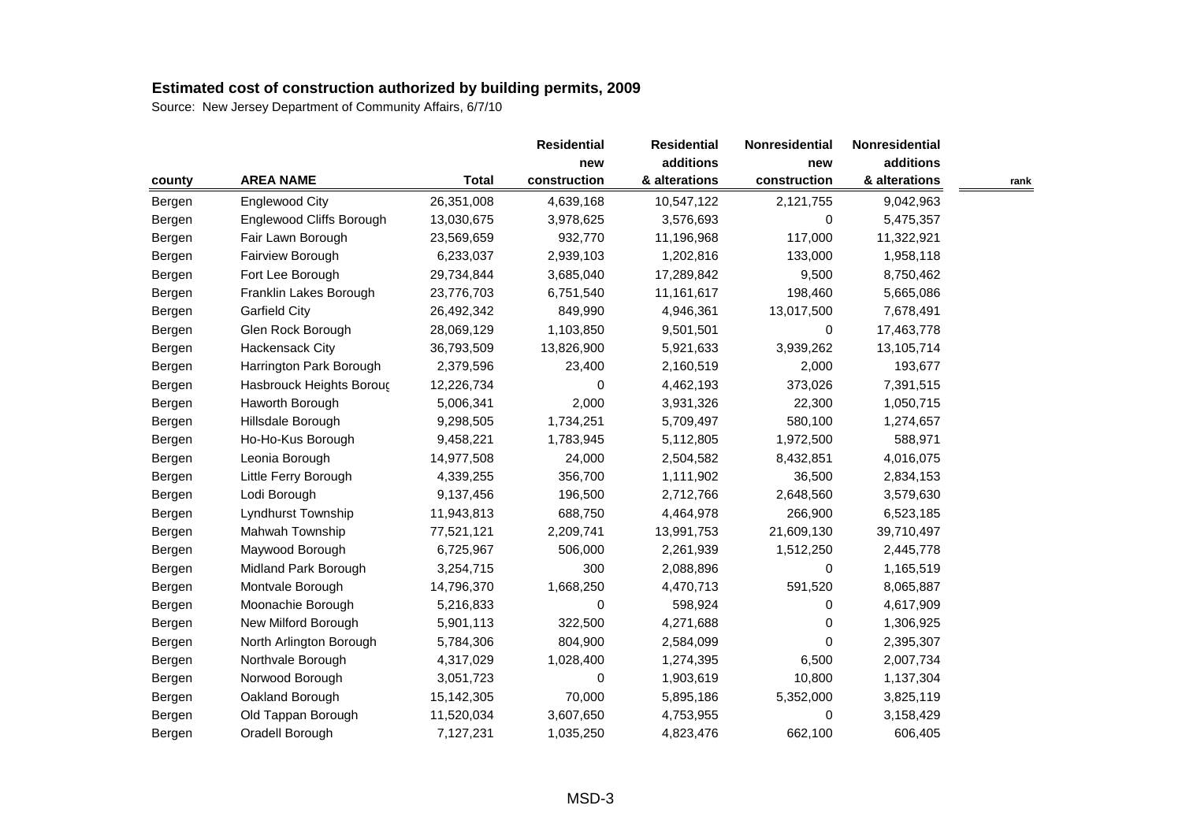**Estimated cost of construction authorized by building permits, 2009**

Source: New Jersey Department of Community Affairs, 6/7/10

| county | AREA NAME | Total | Residential new construction | Residential additions & alterations | Nonresidential new construction | Nonresidential additions & alterations | rank |
|---|---|---|---|---|---|---|---|
| Bergen | Englewood City | 26,351,008 | 4,639,168 | 10,547,122 | 2,121,755 | 9,042,963 | |
| Bergen | Englewood Cliffs Borough | 13,030,675 | 3,978,625 | 3,576,693 | 0 | 5,475,357 | |
| Bergen | Fair Lawn Borough | 23,569,659 | 932,770 | 11,196,968 | 117,000 | 11,322,921 | |
| Bergen | Fairview Borough | 6,233,037 | 2,939,103 | 1,202,816 | 133,000 | 1,958,118 | |
| Bergen | Fort Lee Borough | 29,734,844 | 3,685,040 | 17,289,842 | 9,500 | 8,750,462 | |
| Bergen | Franklin Lakes Borough | 23,776,703 | 6,751,540 | 11,161,617 | 198,460 | 5,665,086 | |
| Bergen | Garfield City | 26,492,342 | 849,990 | 4,946,361 | 13,017,500 | 7,678,491 | |
| Bergen | Glen Rock Borough | 28,069,129 | 1,103,850 | 9,501,501 | 0 | 17,463,778 | |
| Bergen | Hackensack City | 36,793,509 | 13,826,900 | 5,921,633 | 3,939,262 | 13,105,714 | |
| Bergen | Harrington Park Borough | 2,379,596 | 23,400 | 2,160,519 | 2,000 | 193,677 | |
| Bergen | Hasbrouck Heights Boroug | 12,226,734 | 0 | 4,462,193 | 373,026 | 7,391,515 | |
| Bergen | Haworth Borough | 5,006,341 | 2,000 | 3,931,326 | 22,300 | 1,050,715 | |
| Bergen | Hillsdale Borough | 9,298,505 | 1,734,251 | 5,709,497 | 580,100 | 1,274,657 | |
| Bergen | Ho-Ho-Kus Borough | 9,458,221 | 1,783,945 | 5,112,805 | 1,972,500 | 588,971 | |
| Bergen | Leonia Borough | 14,977,508 | 24,000 | 2,504,582 | 8,432,851 | 4,016,075 | |
| Bergen | Little Ferry Borough | 4,339,255 | 356,700 | 1,111,902 | 36,500 | 2,834,153 | |
| Bergen | Lodi Borough | 9,137,456 | 196,500 | 2,712,766 | 2,648,560 | 3,579,630 | |
| Bergen | Lyndhurst Township | 11,943,813 | 688,750 | 4,464,978 | 266,900 | 6,523,185 | |
| Bergen | Mahwah Township | 77,521,121 | 2,209,741 | 13,991,753 | 21,609,130 | 39,710,497 | |
| Bergen | Maywood Borough | 6,725,967 | 506,000 | 2,261,939 | 1,512,250 | 2,445,778 | |
| Bergen | Midland Park Borough | 3,254,715 | 300 | 2,088,896 | 0 | 1,165,519 | |
| Bergen | Montvale Borough | 14,796,370 | 1,668,250 | 4,470,713 | 591,520 | 8,065,887 | |
| Bergen | Moonachie Borough | 5,216,833 | 0 | 598,924 | 0 | 4,617,909 | |
| Bergen | New Milford Borough | 5,901,113 | 322,500 | 4,271,688 | 0 | 1,306,925 | |
| Bergen | North Arlington Borough | 5,784,306 | 804,900 | 2,584,099 | 0 | 2,395,307 | |
| Bergen | Northvale Borough | 4,317,029 | 1,028,400 | 1,274,395 | 6,500 | 2,007,734 | |
| Bergen | Norwood Borough | 3,051,723 | 0 | 1,903,619 | 10,800 | 1,137,304 | |
| Bergen | Oakland Borough | 15,142,305 | 70,000 | 5,895,186 | 5,352,000 | 3,825,119 | |
| Bergen | Old Tappan Borough | 11,520,034 | 3,607,650 | 4,753,955 | 0 | 3,158,429 | |
| Bergen | Oradell Borough | 7,127,231 | 1,035,250 | 4,823,476 | 662,100 | 606,405 | |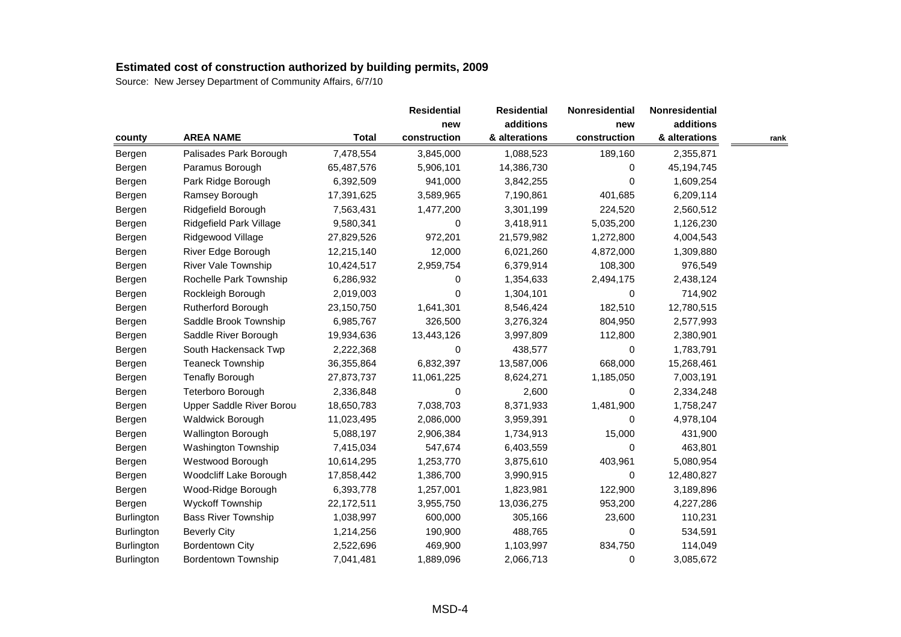## Estimated cost of construction authorized by building permits, 2009

Source: New Jersey Department of Community Affairs, 6/7/10

| county | AREA NAME | Total | Residential new construction | Residential additions & alterations | Nonresidential new construction | Nonresidential additions & alterations | rank |
|---|---|---|---|---|---|---|---|
| Bergen | Palisades Park Borough | 7,478,554 | 3,845,000 | 1,088,523 | 189,160 | 2,355,871 | |
| Bergen | Paramus Borough | 65,487,576 | 5,906,101 | 14,386,730 | 0 | 45,194,745 | |
| Bergen | Park Ridge Borough | 6,392,509 | 941,000 | 3,842,255 | 0 | 1,609,254 | |
| Bergen | Ramsey Borough | 17,391,625 | 3,589,965 | 7,190,861 | 401,685 | 6,209,114 | |
| Bergen | Ridgefield Borough | 7,563,431 | 1,477,200 | 3,301,199 | 224,520 | 2,560,512 | |
| Bergen | Ridgefield Park Village | 9,580,341 | 0 | 3,418,911 | 5,035,200 | 1,126,230 | |
| Bergen | Ridgewood Village | 27,829,526 | 972,201 | 21,579,982 | 1,272,800 | 4,004,543 | |
| Bergen | River Edge Borough | 12,215,140 | 12,000 | 6,021,260 | 4,872,000 | 1,309,880 | |
| Bergen | River Vale Township | 10,424,517 | 2,959,754 | 6,379,914 | 108,300 | 976,549 | |
| Bergen | Rochelle Park Township | 6,286,932 | 0 | 1,354,633 | 2,494,175 | 2,438,124 | |
| Bergen | Rockleigh Borough | 2,019,003 | 0 | 1,304,101 | 0 | 714,902 | |
| Bergen | Rutherford Borough | 23,150,750 | 1,641,301 | 8,546,424 | 182,510 | 12,780,515 | |
| Bergen | Saddle Brook Township | 6,985,767 | 326,500 | 3,276,324 | 804,950 | 2,577,993 | |
| Bergen | Saddle River Borough | 19,934,636 | 13,443,126 | 3,997,809 | 112,800 | 2,380,901 | |
| Bergen | South Hackensack Twp | 2,222,368 | 0 | 438,577 | 0 | 1,783,791 | |
| Bergen | Teaneck Township | 36,355,864 | 6,832,397 | 13,587,006 | 668,000 | 15,268,461 | |
| Bergen | Tenafly Borough | 27,873,737 | 11,061,225 | 8,624,271 | 1,185,050 | 7,003,191 | |
| Bergen | Teterboro Borough | 2,336,848 | 0 | 2,600 | 0 | 2,334,248 | |
| Bergen | Upper Saddle River Borou | 18,650,783 | 7,038,703 | 8,371,933 | 1,481,900 | 1,758,247 | |
| Bergen | Waldwick Borough | 11,023,495 | 2,086,000 | 3,959,391 | 0 | 4,978,104 | |
| Bergen | Wallington Borough | 5,088,197 | 2,906,384 | 1,734,913 | 15,000 | 431,900 | |
| Bergen | Washington Township | 7,415,034 | 547,674 | 6,403,559 | 0 | 463,801 | |
| Bergen | Westwood Borough | 10,614,295 | 1,253,770 | 3,875,610 | 403,961 | 5,080,954 | |
| Bergen | Woodcliff Lake Borough | 17,858,442 | 1,386,700 | 3,990,915 | 0 | 12,480,827 | |
| Bergen | Wood-Ridge Borough | 6,393,778 | 1,257,001 | 1,823,981 | 122,900 | 3,189,896 | |
| Bergen | Wyckoff Township | 22,172,511 | 3,955,750 | 13,036,275 | 953,200 | 4,227,286 | |
| Burlington | Bass River Township | 1,038,997 | 600,000 | 305,166 | 23,600 | 110,231 | |
| Burlington | Beverly City | 1,214,256 | 190,900 | 488,765 | 0 | 534,591 | |
| Burlington | Bordentown City | 2,522,696 | 469,900 | 1,103,997 | 834,750 | 114,049 | |
| Burlington | Bordentown Township | 7,041,481 | 1,889,096 | 2,066,713 | 0 | 3,085,672 | |

MSD-4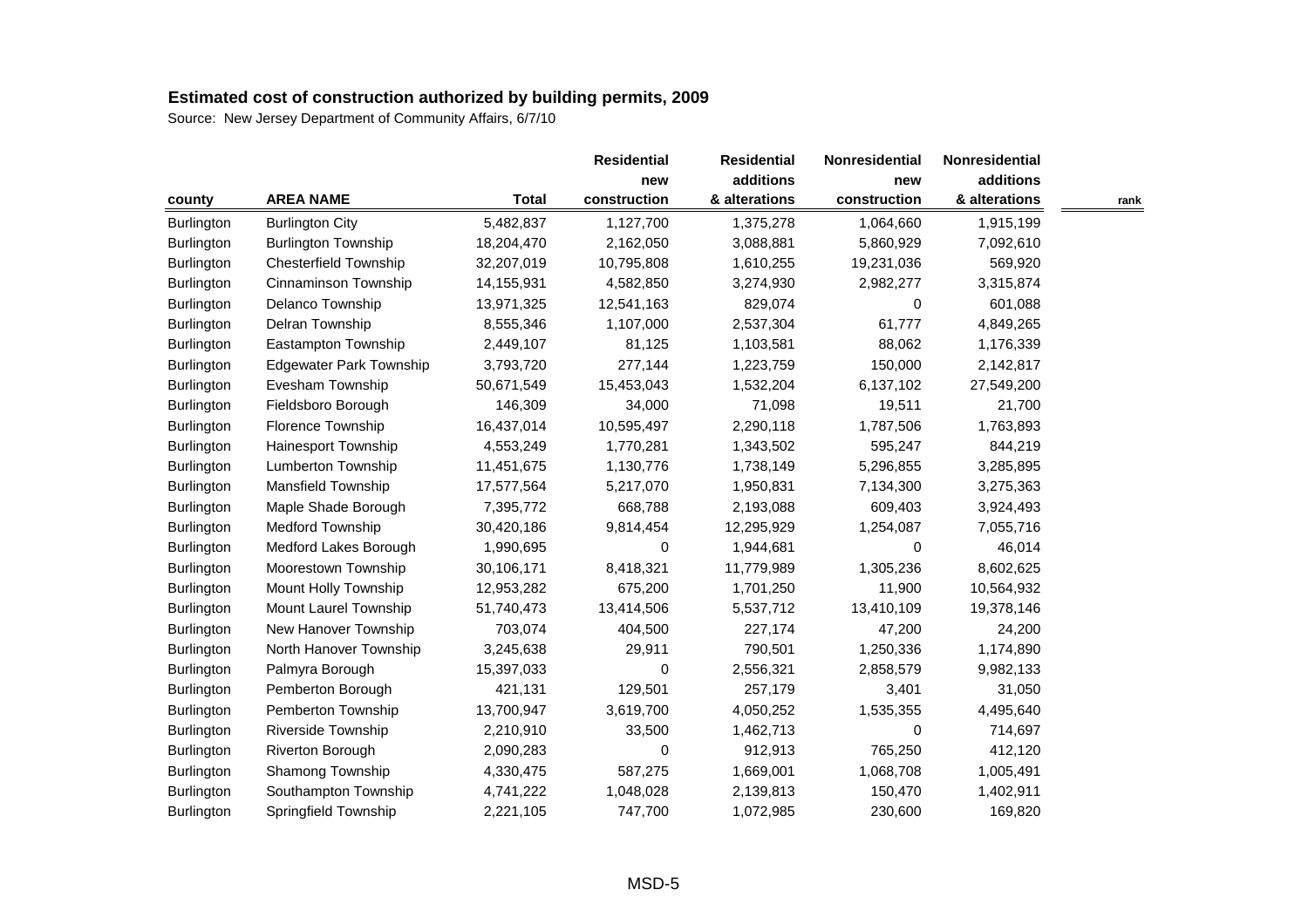# Estimated cost of construction authorized by building permits, 2009

Source: New Jersey Department of Community Affairs, 6/7/10

| county | AREA NAME | Total | Residential new construction | Residential additions & alterations | Nonresidential new construction | Nonresidential additions & alterations | rank |
|---|---|---|---|---|---|---|---|
| Burlington | Burlington City | 5,482,837 | 1,127,700 | 1,375,278 | 1,064,660 | 1,915,199 | |
| Burlington | Burlington Township | 18,204,470 | 2,162,050 | 3,088,881 | 5,860,929 | 7,092,610 | |
| Burlington | Chesterfield Township | 32,207,019 | 10,795,808 | 1,610,255 | 19,231,036 | 569,920 | |
| Burlington | Cinnaminson Township | 14,155,931 | 4,582,850 | 3,274,930 | 2,982,277 | 3,315,874 | |
| Burlington | Delanco Township | 13,971,325 | 12,541,163 | 829,074 | 0 | 601,088 | |
| Burlington | Delran Township | 8,555,346 | 1,107,000 | 2,537,304 | 61,777 | 4,849,265 | |
| Burlington | Eastampton Township | 2,449,107 | 81,125 | 1,103,581 | 88,062 | 1,176,339 | |
| Burlington | Edgewater Park Township | 3,793,720 | 277,144 | 1,223,759 | 150,000 | 2,142,817 | |
| Burlington | Evesham Township | 50,671,549 | 15,453,043 | 1,532,204 | 6,137,102 | 27,549,200 | |
| Burlington | Fieldsboro Borough | 146,309 | 34,000 | 71,098 | 19,511 | 21,700 | |
| Burlington | Florence Township | 16,437,014 | 10,595,497 | 2,290,118 | 1,787,506 | 1,763,893 | |
| Burlington | Hainesport Township | 4,553,249 | 1,770,281 | 1,343,502 | 595,247 | 844,219 | |
| Burlington | Lumberton Township | 11,451,675 | 1,130,776 | 1,738,149 | 5,296,855 | 3,285,895 | |
| Burlington | Mansfield Township | 17,577,564 | 5,217,070 | 1,950,831 | 7,134,300 | 3,275,363 | |
| Burlington | Maple Shade Borough | 7,395,772 | 668,788 | 2,193,088 | 609,403 | 3,924,493 | |
| Burlington | Medford Township | 30,420,186 | 9,814,454 | 12,295,929 | 1,254,087 | 7,055,716 | |
| Burlington | Medford Lakes Borough | 1,990,695 | 0 | 1,944,681 | 0 | 46,014 | |
| Burlington | Moorestown Township | 30,106,171 | 8,418,321 | 11,779,989 | 1,305,236 | 8,602,625 | |
| Burlington | Mount Holly Township | 12,953,282 | 675,200 | 1,701,250 | 11,900 | 10,564,932 | |
| Burlington | Mount Laurel Township | 51,740,473 | 13,414,506 | 5,537,712 | 13,410,109 | 19,378,146 | |
| Burlington | New Hanover Township | 703,074 | 404,500 | 227,174 | 47,200 | 24,200 | |
| Burlington | North Hanover Township | 3,245,638 | 29,911 | 790,501 | 1,250,336 | 1,174,890 | |
| Burlington | Palmyra Borough | 15,397,033 | 0 | 2,556,321 | 2,858,579 | 9,982,133 | |
| Burlington | Pemberton Borough | 421,131 | 129,501 | 257,179 | 3,401 | 31,050 | |
| Burlington | Pemberton Township | 13,700,947 | 3,619,700 | 4,050,252 | 1,535,355 | 4,495,640 | |
| Burlington | Riverside Township | 2,210,910 | 33,500 | 1,462,713 | 0 | 714,697 | |
| Burlington | Riverton Borough | 2,090,283 | 0 | 912,913 | 765,250 | 412,120 | |
| Burlington | Shamong Township | 4,330,475 | 587,275 | 1,669,001 | 1,068,708 | 1,005,491 | |
| Burlington | Southampton Township | 4,741,222 | 1,048,028 | 2,139,813 | 150,470 | 1,402,911 | |
| Burlington | Springfield Township | 2,221,105 | 747,700 | 1,072,985 | 230,600 | 169,820 | |

MSD-5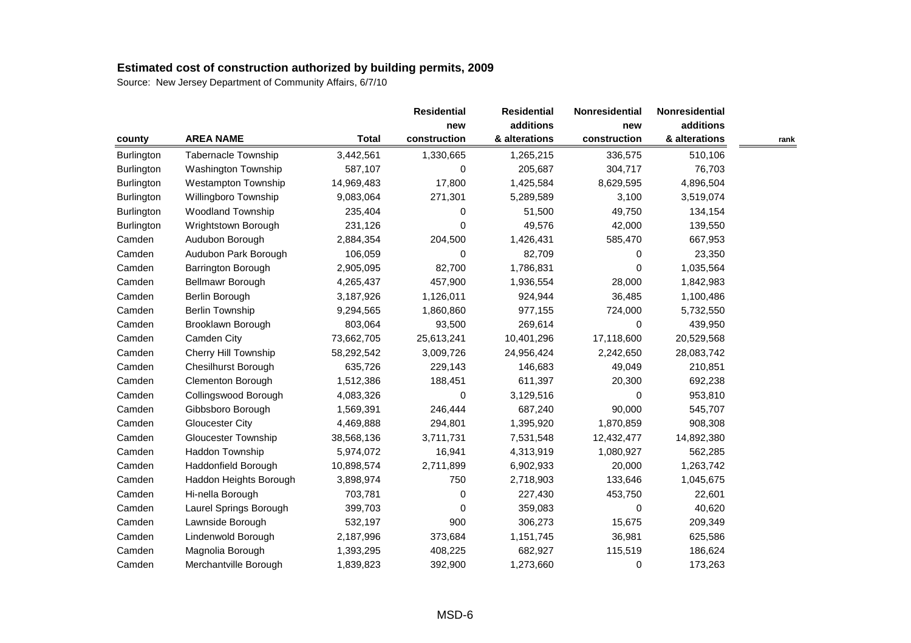# Estimated cost of construction authorized by building permits, 2009

Source: New Jersey Department of Community Affairs, 6/7/10

| county | AREA NAME | Total | Residential new construction | Residential additions & alterations | Nonresidential new construction | Nonresidential additions & alterations | rank |
|---|---|---|---|---|---|---|---|
| Burlington | Tabernacle Township | 3,442,561 | 1,330,665 | 1,265,215 | 336,575 | 510,106 | |
| Burlington | Washington Township | 587,107 | 0 | 205,687 | 304,717 | 76,703 | |
| Burlington | Westampton Township | 14,969,483 | 17,800 | 1,425,584 | 8,629,595 | 4,896,504 | |
| Burlington | Willingboro Township | 9,083,064 | 271,301 | 5,289,589 | 3,100 | 3,519,074 | |
| Burlington | Woodland Township | 235,404 | 0 | 51,500 | 49,750 | 134,154 | |
| Burlington | Wrightstown Borough | 231,126 | 0 | 49,576 | 42,000 | 139,550 | |
| Camden | Audubon Borough | 2,884,354 | 204,500 | 1,426,431 | 585,470 | 667,953 | |
| Camden | Audubon Park Borough | 106,059 | 0 | 82,709 | 0 | 23,350 | |
| Camden | Barrington Borough | 2,905,095 | 82,700 | 1,786,831 | 0 | 1,035,564 | |
| Camden | Bellmawr Borough | 4,265,437 | 457,900 | 1,936,554 | 28,000 | 1,842,983 | |
| Camden | Berlin Borough | 3,187,926 | 1,126,011 | 924,944 | 36,485 | 1,100,486 | |
| Camden | Berlin Township | 9,294,565 | 1,860,860 | 977,155 | 724,000 | 5,732,550 | |
| Camden | Brooklawn Borough | 803,064 | 93,500 | 269,614 | 0 | 439,950 | |
| Camden | Camden City | 73,662,705 | 25,613,241 | 10,401,296 | 17,118,600 | 20,529,568 | |
| Camden | Cherry Hill Township | 58,292,542 | 3,009,726 | 24,956,424 | 2,242,650 | 28,083,742 | |
| Camden | Chesilhurst Borough | 635,726 | 229,143 | 146,683 | 49,049 | 210,851 | |
| Camden | Clementon Borough | 1,512,386 | 188,451 | 611,397 | 20,300 | 692,238 | |
| Camden | Collingswood Borough | 4,083,326 | 0 | 3,129,516 | 0 | 953,810 | |
| Camden | Gibbsboro Borough | 1,569,391 | 246,444 | 687,240 | 90,000 | 545,707 | |
| Camden | Gloucester City | 4,469,888 | 294,801 | 1,395,920 | 1,870,859 | 908,308 | |
| Camden | Gloucester Township | 38,568,136 | 3,711,731 | 7,531,548 | 12,432,477 | 14,892,380 | |
| Camden | Haddon Township | 5,974,072 | 16,941 | 4,313,919 | 1,080,927 | 562,285 | |
| Camden | Haddonfield Borough | 10,898,574 | 2,711,899 | 6,902,933 | 20,000 | 1,263,742 | |
| Camden | Haddon Heights Borough | 3,898,974 | 750 | 2,718,903 | 133,646 | 1,045,675 | |
| Camden | Hi-nella Borough | 703,781 | 0 | 227,430 | 453,750 | 22,601 | |
| Camden | Laurel Springs Borough | 399,703 | 0 | 359,083 | 0 | 40,620 | |
| Camden | Lawnside Borough | 532,197 | 900 | 306,273 | 15,675 | 209,349 | |
| Camden | Lindenwold Borough | 2,187,996 | 373,684 | 1,151,745 | 36,981 | 625,586 | |
| Camden | Magnolia Borough | 1,393,295 | 408,225 | 682,927 | 115,519 | 186,624 | |
| Camden | Merchantville Borough | 1,839,823 | 392,900 | 1,273,660 | 0 | 173,263 | |

MSD-6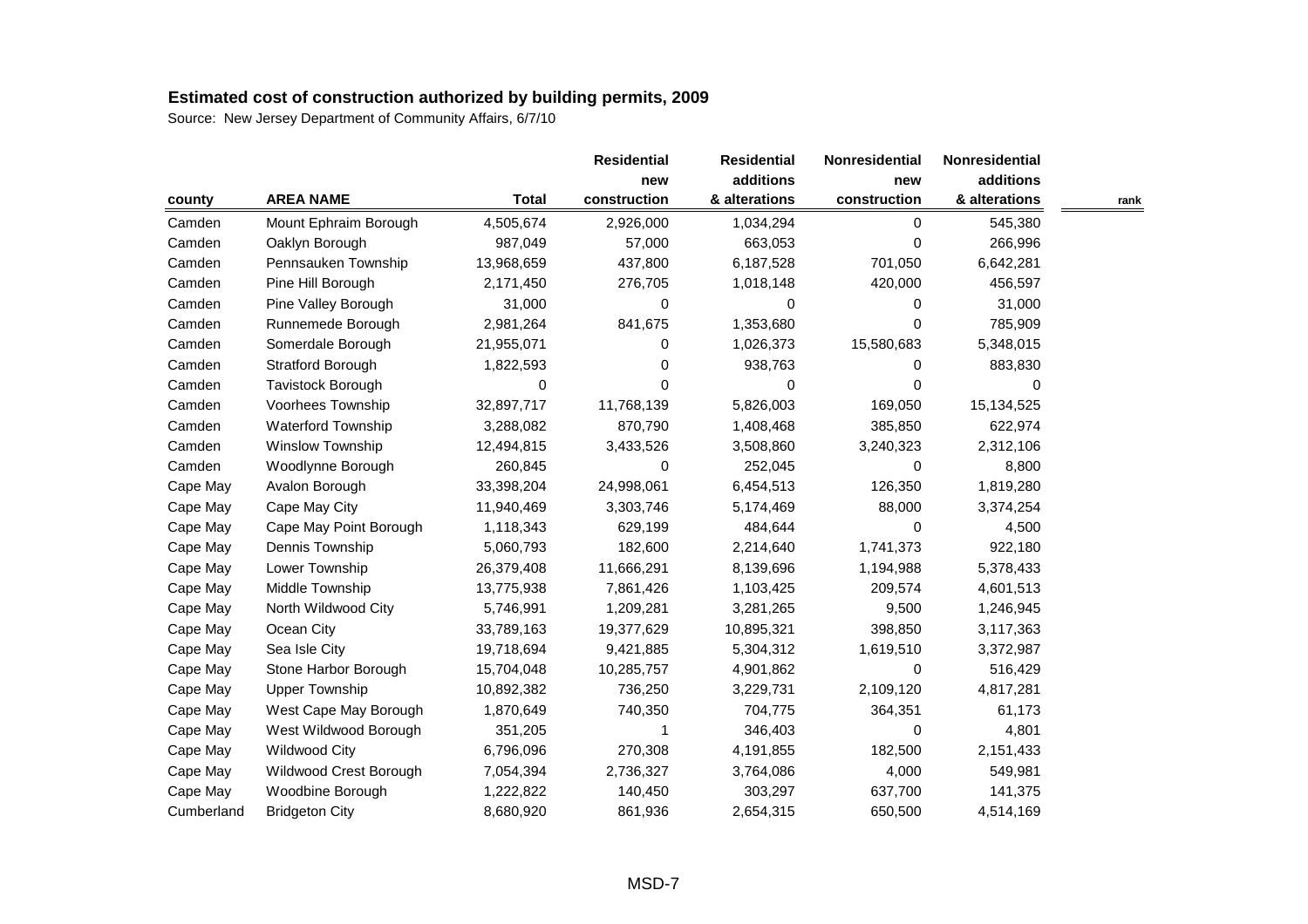## Estimated cost of construction authorized by building permits, 2009

Source: New Jersey Department of Community Affairs, 6/7/10

| county | AREA NAME | Total | Residential new construction | Residential additions & alterations | Nonresidential new construction | Nonresidential additions & alterations | rank |
|---|---|---|---|---|---|---|---|
| Camden | Mount Ephraim Borough | 4,505,674 | 2,926,000 | 1,034,294 | 0 | 545,380 | |
| Camden | Oaklyn Borough | 987,049 | 57,000 | 663,053 | 0 | 266,996 | |
| Camden | Pennsauken Township | 13,968,659 | 437,800 | 6,187,528 | 701,050 | 6,642,281 | |
| Camden | Pine Hill Borough | 2,171,450 | 276,705 | 1,018,148 | 420,000 | 456,597 | |
| Camden | Pine Valley Borough | 31,000 | 0 | 0 | 0 | 31,000 | |
| Camden | Runnemede Borough | 2,981,264 | 841,675 | 1,353,680 | 0 | 785,909 | |
| Camden | Somerdale Borough | 21,955,071 | 0 | 1,026,373 | 15,580,683 | 5,348,015 | |
| Camden | Stratford Borough | 1,822,593 | 0 | 938,763 | 0 | 883,830 | |
| Camden | Tavistock Borough | 0 | 0 | 0 | 0 | 0 | |
| Camden | Voorhees Township | 32,897,717 | 11,768,139 | 5,826,003 | 169,050 | 15,134,525 | |
| Camden | Waterford Township | 3,288,082 | 870,790 | 1,408,468 | 385,850 | 622,974 | |
| Camden | Winslow Township | 12,494,815 | 3,433,526 | 3,508,860 | 3,240,323 | 2,312,106 | |
| Camden | Woodlynne Borough | 260,845 | 0 | 252,045 | 0 | 8,800 | |
| Cape May | Avalon Borough | 33,398,204 | 24,998,061 | 6,454,513 | 126,350 | 1,819,280 | |
| Cape May | Cape May City | 11,940,469 | 3,303,746 | 5,174,469 | 88,000 | 3,374,254 | |
| Cape May | Cape May Point Borough | 1,118,343 | 629,199 | 484,644 | 0 | 4,500 | |
| Cape May | Dennis Township | 5,060,793 | 182,600 | 2,214,640 | 1,741,373 | 922,180 | |
| Cape May | Lower Township | 26,379,408 | 11,666,291 | 8,139,696 | 1,194,988 | 5,378,433 | |
| Cape May | Middle Township | 13,775,938 | 7,861,426 | 1,103,425 | 209,574 | 4,601,513 | |
| Cape May | North Wildwood City | 5,746,991 | 1,209,281 | 3,281,265 | 9,500 | 1,246,945 | |
| Cape May | Ocean City | 33,789,163 | 19,377,629 | 10,895,321 | 398,850 | 3,117,363 | |
| Cape May | Sea Isle City | 19,718,694 | 9,421,885 | 5,304,312 | 1,619,510 | 3,372,987 | |
| Cape May | Stone Harbor Borough | 15,704,048 | 10,285,757 | 4,901,862 | 0 | 516,429 | |
| Cape May | Upper Township | 10,892,382 | 736,250 | 3,229,731 | 2,109,120 | 4,817,281 | |
| Cape May | West Cape May Borough | 1,870,649 | 740,350 | 704,775 | 364,351 | 61,173 | |
| Cape May | West Wildwood Borough | 351,205 | 1 | 346,403 | 0 | 4,801 | |
| Cape May | Wildwood City | 6,796,096 | 270,308 | 4,191,855 | 182,500 | 2,151,433 | |
| Cape May | Wildwood Crest Borough | 7,054,394 | 2,736,327 | 3,764,086 | 4,000 | 549,981 | |
| Cape May | Woodbine Borough | 1,222,822 | 140,450 | 303,297 | 637,700 | 141,375 | |
| Cumberland | Bridgeton City | 8,680,920 | 861,936 | 2,654,315 | 650,500 | 4,514,169 | |

MSD-7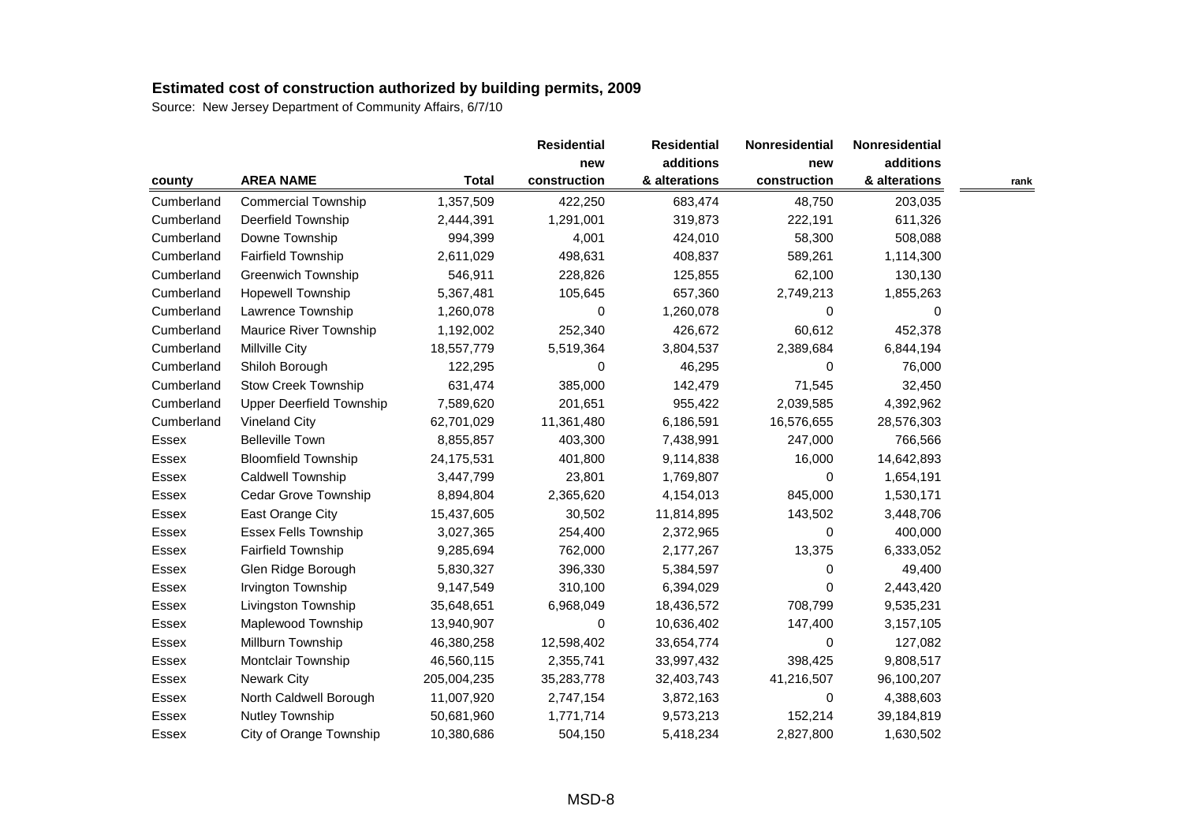## Estimated cost of construction authorized by building permits, 2009

Source: New Jersey Department of Community Affairs, 6/7/10

| county | AREA NAME | Total | Residential new construction | Residential additions & alterations | Nonresidential new construction | Nonresidential additions & alterations | rank |
|---|---|---|---|---|---|---|---|
| Cumberland | Commercial Township | 1,357,509 | 422,250 | 683,474 | 48,750 | 203,035 | |
| Cumberland | Deerfield Township | 2,444,391 | 1,291,001 | 319,873 | 222,191 | 611,326 | |
| Cumberland | Downe Township | 994,399 | 4,001 | 424,010 | 58,300 | 508,088 | |
| Cumberland | Fairfield Township | 2,611,029 | 498,631 | 408,837 | 589,261 | 1,114,300 | |
| Cumberland | Greenwich Township | 546,911 | 228,826 | 125,855 | 62,100 | 130,130 | |
| Cumberland | Hopewell Township | 5,367,481 | 105,645 | 657,360 | 2,749,213 | 1,855,263 | |
| Cumberland | Lawrence Township | 1,260,078 | 0 | 1,260,078 | 0 | 0 | |
| Cumberland | Maurice River Township | 1,192,002 | 252,340 | 426,672 | 60,612 | 452,378 | |
| Cumberland | Millville City | 18,557,779 | 5,519,364 | 3,804,537 | 2,389,684 | 6,844,194 | |
| Cumberland | Shiloh Borough | 122,295 | 0 | 46,295 | 0 | 76,000 | |
| Cumberland | Stow Creek Township | 631,474 | 385,000 | 142,479 | 71,545 | 32,450 | |
| Cumberland | Upper Deerfield Township | 7,589,620 | 201,651 | 955,422 | 2,039,585 | 4,392,962 | |
| Cumberland | Vineland City | 62,701,029 | 11,361,480 | 6,186,591 | 16,576,655 | 28,576,303 | |
| Essex | Belleville Town | 8,855,857 | 403,300 | 7,438,991 | 247,000 | 766,566 | |
| Essex | Bloomfield Township | 24,175,531 | 401,800 | 9,114,838 | 16,000 | 14,642,893 | |
| Essex | Caldwell Township | 3,447,799 | 23,801 | 1,769,807 | 0 | 1,654,191 | |
| Essex | Cedar Grove Township | 8,894,804 | 2,365,620 | 4,154,013 | 845,000 | 1,530,171 | |
| Essex | East Orange City | 15,437,605 | 30,502 | 11,814,895 | 143,502 | 3,448,706 | |
| Essex | Essex Fells Township | 3,027,365 | 254,400 | 2,372,965 | 0 | 400,000 | |
| Essex | Fairfield Township | 9,285,694 | 762,000 | 2,177,267 | 13,375 | 6,333,052 | |
| Essex | Glen Ridge Borough | 5,830,327 | 396,330 | 5,384,597 | 0 | 49,400 | |
| Essex | Irvington Township | 9,147,549 | 310,100 | 6,394,029 | 0 | 2,443,420 | |
| Essex | Livingston Township | 35,648,651 | 6,968,049 | 18,436,572 | 708,799 | 9,535,231 | |
| Essex | Maplewood Township | 13,940,907 | 0 | 10,636,402 | 147,400 | 3,157,105 | |
| Essex | Millburn Township | 46,380,258 | 12,598,402 | 33,654,774 | 0 | 127,082 | |
| Essex | Montclair Township | 46,560,115 | 2,355,741 | 33,997,432 | 398,425 | 9,808,517 | |
| Essex | Newark City | 205,004,235 | 35,283,778 | 32,403,743 | 41,216,507 | 96,100,207 | |
| Essex | North Caldwell Borough | 11,007,920 | 2,747,154 | 3,872,163 | 0 | 4,388,603 | |
| Essex | Nutley Township | 50,681,960 | 1,771,714 | 9,573,213 | 152,214 | 39,184,819 | |
| Essex | City of Orange Township | 10,380,686 | 504,150 | 5,418,234 | 2,827,800 | 1,630,502 | |

MSD-8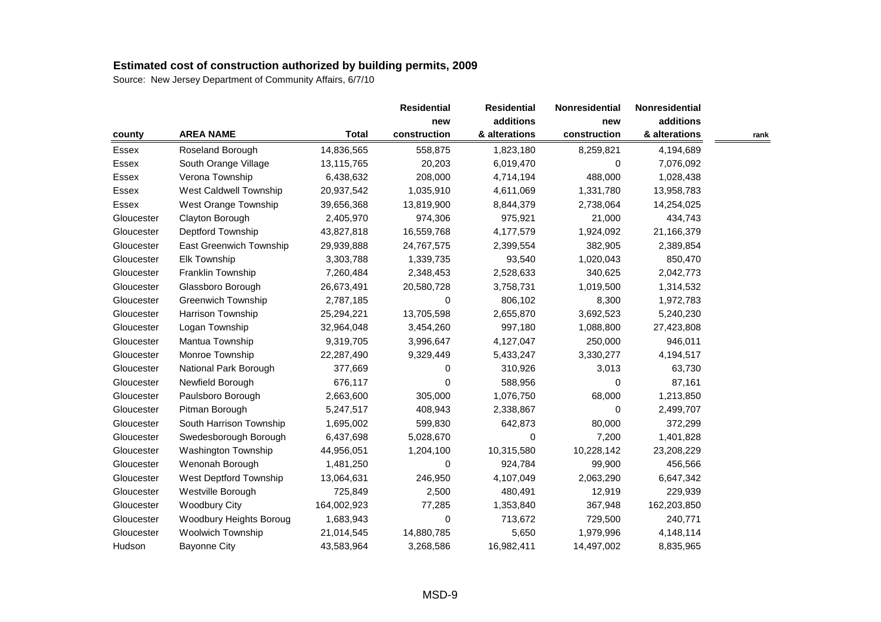## Estimated cost of construction authorized by building permits, 2009

Source: New Jersey Department of Community Affairs, 6/7/10

| county | AREA NAME | Total | Residential new construction | Residential additions & alterations | Nonresidential new construction | Nonresidential additions & alterations | rank |
|---|---|---|---|---|---|---|---|
| Essex | Roseland Borough | 14,836,565 | 558,875 | 1,823,180 | 8,259,821 | 4,194,689 | |
| Essex | South Orange Village | 13,115,765 | 20,203 | 6,019,470 | 0 | 7,076,092 | |
| Essex | Verona Township | 6,438,632 | 208,000 | 4,714,194 | 488,000 | 1,028,438 | |
| Essex | West Caldwell Township | 20,937,542 | 1,035,910 | 4,611,069 | 1,331,780 | 13,958,783 | |
| Essex | West Orange Township | 39,656,368 | 13,819,900 | 8,844,379 | 2,738,064 | 14,254,025 | |
| Gloucester | Clayton Borough | 2,405,970 | 974,306 | 975,921 | 21,000 | 434,743 | |
| Gloucester | Deptford Township | 43,827,818 | 16,559,768 | 4,177,579 | 1,924,092 | 21,166,379 | |
| Gloucester | East Greenwich Township | 29,939,888 | 24,767,575 | 2,399,554 | 382,905 | 2,389,854 | |
| Gloucester | Elk Township | 3,303,788 | 1,339,735 | 93,540 | 1,020,043 | 850,470 | |
| Gloucester | Franklin Township | 7,260,484 | 2,348,453 | 2,528,633 | 340,625 | 2,042,773 | |
| Gloucester | Glassboro Borough | 26,673,491 | 20,580,728 | 3,758,731 | 1,019,500 | 1,314,532 | |
| Gloucester | Greenwich Township | 2,787,185 | 0 | 806,102 | 8,300 | 1,972,783 | |
| Gloucester | Harrison Township | 25,294,221 | 13,705,598 | 2,655,870 | 3,692,523 | 5,240,230 | |
| Gloucester | Logan Township | 32,964,048 | 3,454,260 | 997,180 | 1,088,800 | 27,423,808 | |
| Gloucester | Mantua Township | 9,319,705 | 3,996,647 | 4,127,047 | 250,000 | 946,011 | |
| Gloucester | Monroe Township | 22,287,490 | 9,329,449 | 5,433,247 | 3,330,277 | 4,194,517 | |
| Gloucester | National Park Borough | 377,669 | 0 | 310,926 | 3,013 | 63,730 | |
| Gloucester | Newfield Borough | 676,117 | 0 | 588,956 | 0 | 87,161 | |
| Gloucester | Paulsboro Borough | 2,663,600 | 305,000 | 1,076,750 | 68,000 | 1,213,850 | |
| Gloucester | Pitman Borough | 5,247,517 | 408,943 | 2,338,867 | 0 | 2,499,707 | |
| Gloucester | South Harrison Township | 1,695,002 | 599,830 | 642,873 | 80,000 | 372,299 | |
| Gloucester | Swedesborough Borough | 6,437,698 | 5,028,670 | 0 | 7,200 | 1,401,828 | |
| Gloucester | Washington Township | 44,956,051 | 1,204,100 | 10,315,580 | 10,228,142 | 23,208,229 | |
| Gloucester | Wenonah Borough | 1,481,250 | 0 | 924,784 | 99,900 | 456,566 | |
| Gloucester | West Deptford Township | 13,064,631 | 246,950 | 4,107,049 | 2,063,290 | 6,647,342 | |
| Gloucester | Westville Borough | 725,849 | 2,500 | 480,491 | 12,919 | 229,939 | |
| Gloucester | Woodbury City | 164,002,923 | 77,285 | 1,353,840 | 367,948 | 162,203,850 | |
| Gloucester | Woodbury Heights Boroug | 1,683,943 | 0 | 713,672 | 729,500 | 240,771 | |
| Gloucester | Woolwich Township | 21,014,545 | 14,880,785 | 5,650 | 1,979,996 | 4,148,114 | |
| Hudson | Bayonne City | 43,583,964 | 3,268,586 | 16,982,411 | 14,497,002 | 8,835,965 | |

MSD-9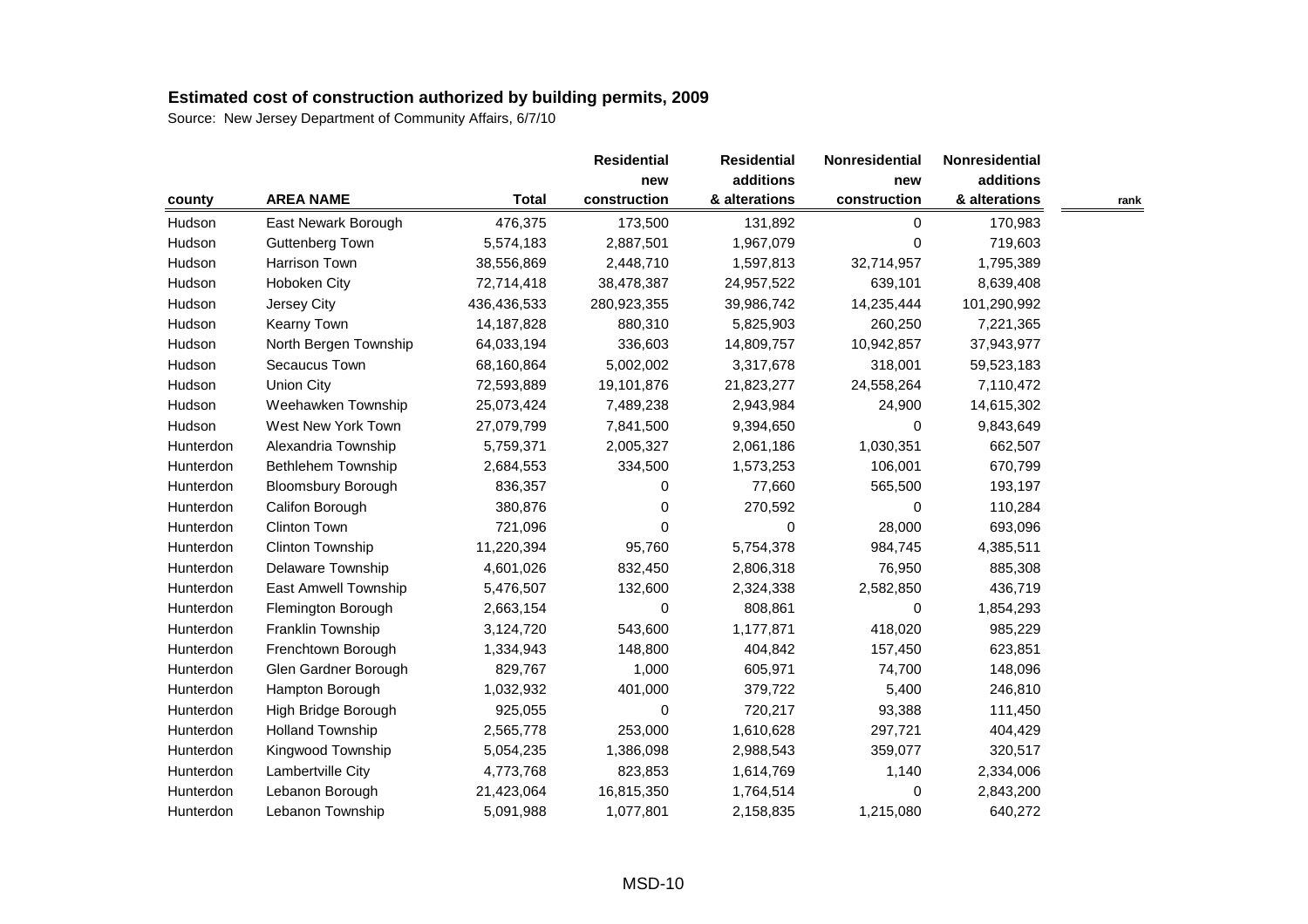# Estimated cost of construction authorized by building permits, 2009

Source: New Jersey Department of Community Affairs, 6/7/10

| county | AREA NAME | Total | Residential new construction | Residential additions & alterations | Nonresidential new construction | Nonresidential additions & alterations | rank |
|---|---|---|---|---|---|---|---|
| Hudson | East Newark Borough | 476,375 | 173,500 | 131,892 | 0 | 170,983 | |
| Hudson | Guttenberg Town | 5,574,183 | 2,887,501 | 1,967,079 | 0 | 719,603 | |
| Hudson | Harrison Town | 38,556,869 | 2,448,710 | 1,597,813 | 32,714,957 | 1,795,389 | |
| Hudson | Hoboken City | 72,714,418 | 38,478,387 | 24,957,522 | 639,101 | 8,639,408 | |
| Hudson | Jersey City | 436,436,533 | 280,923,355 | 39,986,742 | 14,235,444 | 101,290,992 | |
| Hudson | Kearny Town | 14,187,828 | 880,310 | 5,825,903 | 260,250 | 7,221,365 | |
| Hudson | North Bergen Township | 64,033,194 | 336,603 | 14,809,757 | 10,942,857 | 37,943,977 | |
| Hudson | Secaucus Town | 68,160,864 | 5,002,002 | 3,317,678 | 318,001 | 59,523,183 | |
| Hudson | Union City | 72,593,889 | 19,101,876 | 21,823,277 | 24,558,264 | 7,110,472 | |
| Hudson | Weehawken Township | 25,073,424 | 7,489,238 | 2,943,984 | 24,900 | 14,615,302 | |
| Hudson | West New York Town | 27,079,799 | 7,841,500 | 9,394,650 | 0 | 9,843,649 | |
| Hunterdon | Alexandria Township | 5,759,371 | 2,005,327 | 2,061,186 | 1,030,351 | 662,507 | |
| Hunterdon | Bethlehem Township | 2,684,553 | 334,500 | 1,573,253 | 106,001 | 670,799 | |
| Hunterdon | Bloomsbury Borough | 836,357 | 0 | 77,660 | 565,500 | 193,197 | |
| Hunterdon | Califon Borough | 380,876 | 0 | 270,592 | 0 | 110,284 | |
| Hunterdon | Clinton Town | 721,096 | 0 | 0 | 28,000 | 693,096 | |
| Hunterdon | Clinton Township | 11,220,394 | 95,760 | 5,754,378 | 984,745 | 4,385,511 | |
| Hunterdon | Delaware Township | 4,601,026 | 832,450 | 2,806,318 | 76,950 | 885,308 | |
| Hunterdon | East Amwell Township | 5,476,507 | 132,600 | 2,324,338 | 2,582,850 | 436,719 | |
| Hunterdon | Flemington Borough | 2,663,154 | 0 | 808,861 | 0 | 1,854,293 | |
| Hunterdon | Franklin Township | 3,124,720 | 543,600 | 1,177,871 | 418,020 | 985,229 | |
| Hunterdon | Frenchtown Borough | 1,334,943 | 148,800 | 404,842 | 157,450 | 623,851 | |
| Hunterdon | Glen Gardner Borough | 829,767 | 1,000 | 605,971 | 74,700 | 148,096 | |
| Hunterdon | Hampton Borough | 1,032,932 | 401,000 | 379,722 | 5,400 | 246,810 | |
| Hunterdon | High Bridge Borough | 925,055 | 0 | 720,217 | 93,388 | 111,450 | |
| Hunterdon | Holland Township | 2,565,778 | 253,000 | 1,610,628 | 297,721 | 404,429 | |
| Hunterdon | Kingwood Township | 5,054,235 | 1,386,098 | 2,988,543 | 359,077 | 320,517 | |
| Hunterdon | Lambertville City | 4,773,768 | 823,853 | 1,614,769 | 1,140 | 2,334,006 | |
| Hunterdon | Lebanon Borough | 21,423,064 | 16,815,350 | 1,764,514 | 0 | 2,843,200 | |
| Hunterdon | Lebanon Township | 5,091,988 | 1,077,801 | 2,158,835 | 1,215,080 | 640,272 | |

MSD-10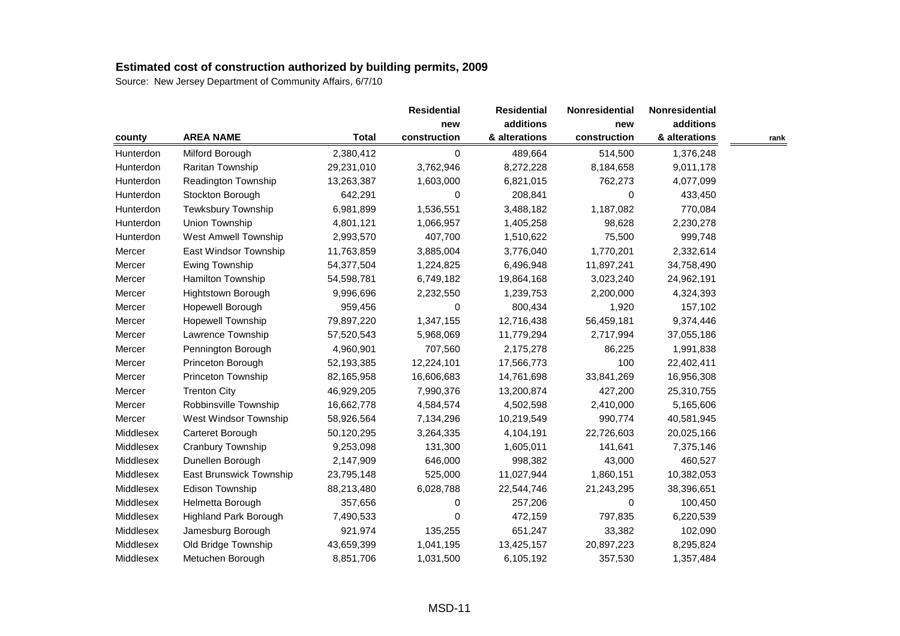# Estimated cost of construction authorized by building permits, 2009

Source: New Jersey Department of Community Affairs, 6/7/10

| county | AREA NAME | Total | Residential new construction | Residential additions & alterations | Nonresidential new construction | Nonresidential additions & alterations | rank |
|---|---|---|---|---|---|---|---|
| Hunterdon | Milford Borough | 2,380,412 | 0 | 489,664 | 514,500 | 1,376,248 | |
| Hunterdon | Raritan Township | 29,231,010 | 3,762,946 | 8,272,228 | 8,184,658 | 9,011,178 | |
| Hunterdon | Readington Township | 13,263,387 | 1,603,000 | 6,821,015 | 762,273 | 4,077,099 | |
| Hunterdon | Stockton Borough | 642,291 | 0 | 208,841 | 0 | 433,450 | |
| Hunterdon | Tewksbury Township | 6,981,899 | 1,536,551 | 3,488,182 | 1,187,082 | 770,084 | |
| Hunterdon | Union Township | 4,801,121 | 1,066,957 | 1,405,258 | 98,628 | 2,230,278 | |
| Hunterdon | West Amwell Township | 2,993,570 | 407,700 | 1,510,622 | 75,500 | 999,748 | |
| Mercer | East Windsor Township | 11,763,859 | 3,885,004 | 3,776,040 | 1,770,201 | 2,332,614 | |
| Mercer | Ewing Township | 54,377,504 | 1,224,825 | 6,496,948 | 11,897,241 | 34,758,490 | |
| Mercer | Hamilton Township | 54,598,781 | 6,749,182 | 19,864,168 | 3,023,240 | 24,962,191 | |
| Mercer | Hightstown Borough | 9,996,696 | 2,232,550 | 1,239,753 | 2,200,000 | 4,324,393 | |
| Mercer | Hopewell Borough | 959,456 | 0 | 800,434 | 1,920 | 157,102 | |
| Mercer | Hopewell Township | 79,897,220 | 1,347,155 | 12,716,438 | 56,459,181 | 9,374,446 | |
| Mercer | Lawrence Township | 57,520,543 | 5,968,069 | 11,779,294 | 2,717,994 | 37,055,186 | |
| Mercer | Pennington Borough | 4,960,901 | 707,560 | 2,175,278 | 86,225 | 1,991,838 | |
| Mercer | Princeton Borough | 52,193,385 | 12,224,101 | 17,566,773 | 100 | 22,402,411 | |
| Mercer | Princeton Township | 82,165,958 | 16,606,683 | 14,761,698 | 33,841,269 | 16,956,308 | |
| Mercer | Trenton City | 46,929,205 | 7,990,376 | 13,200,874 | 427,200 | 25,310,755 | |
| Mercer | Robbinsville Township | 16,662,778 | 4,584,574 | 4,502,598 | 2,410,000 | 5,165,606 | |
| Mercer | West Windsor Township | 58,926,564 | 7,134,296 | 10,219,549 | 990,774 | 40,581,945 | |
| Middlesex | Carteret Borough | 50,120,295 | 3,264,335 | 4,104,191 | 22,726,603 | 20,025,166 | |
| Middlesex | Cranbury Township | 9,253,098 | 131,300 | 1,605,011 | 141,641 | 7,375,146 | |
| Middlesex | Dunellen Borough | 2,147,909 | 646,000 | 998,382 | 43,000 | 460,527 | |
| Middlesex | East Brunswick Township | 23,795,148 | 525,000 | 11,027,944 | 1,860,151 | 10,382,053 | |
| Middlesex | Edison Township | 88,213,480 | 6,028,788 | 22,544,746 | 21,243,295 | 38,396,651 | |
| Middlesex | Helmetta Borough | 357,656 | 0 | 257,206 | 0 | 100,450 | |
| Middlesex | Highland Park Borough | 7,490,533 | 0 | 472,159 | 797,835 | 6,220,539 | |
| Middlesex | Jamesburg Borough | 921,974 | 135,255 | 651,247 | 33,382 | 102,090 | |
| Middlesex | Old Bridge Township | 43,659,399 | 1,041,195 | 13,425,157 | 20,897,223 | 8,295,824 | |
| Middlesex | Metuchen Borough | 8,851,706 | 1,031,500 | 6,105,192 | 357,530 | 1,357,484 | |

MSD-11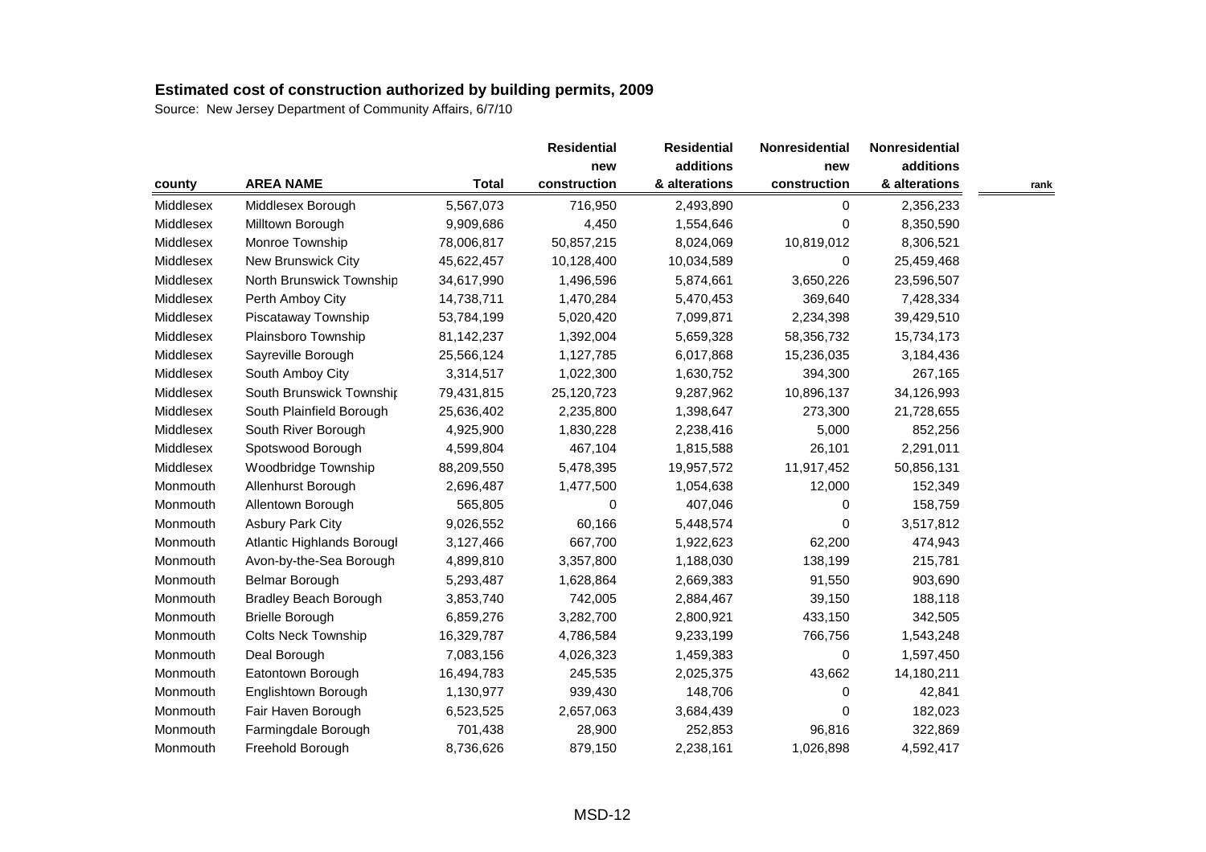## Estimated cost of construction authorized by building permits, 2009

Source: New Jersey Department of Community Affairs, 6/7/10

| county | AREA NAME | Total | Residential new construction | Residential additions & alterations | Nonresidential new construction | Nonresidential additions & alterations | rank |
|---|---|---|---|---|---|---|---|
| Middlesex | Middlesex Borough | 5,567,073 | 716,950 | 2,493,890 | 0 | 2,356,233 | |
| Middlesex | Milltown Borough | 9,909,686 | 4,450 | 1,554,646 | 0 | 8,350,590 | |
| Middlesex | Monroe Township | 78,006,817 | 50,857,215 | 8,024,069 | 10,819,012 | 8,306,521 | |
| Middlesex | New Brunswick City | 45,622,457 | 10,128,400 | 10,034,589 | 0 | 25,459,468 | |
| Middlesex | North Brunswick Township | 34,617,990 | 1,496,596 | 5,874,661 | 3,650,226 | 23,596,507 | |
| Middlesex | Perth Amboy City | 14,738,711 | 1,470,284 | 5,470,453 | 369,640 | 7,428,334 | |
| Middlesex | Piscataway Township | 53,784,199 | 5,020,420 | 7,099,871 | 2,234,398 | 39,429,510 | |
| Middlesex | Plainsboro Township | 81,142,237 | 1,392,004 | 5,659,328 | 58,356,732 | 15,734,173 | |
| Middlesex | Sayreville Borough | 25,566,124 | 1,127,785 | 6,017,868 | 15,236,035 | 3,184,436 | |
| Middlesex | South Amboy City | 3,314,517 | 1,022,300 | 1,630,752 | 394,300 | 267,165 | |
| Middlesex | South Brunswick Township | 79,431,815 | 25,120,723 | 9,287,962 | 10,896,137 | 34,126,993 | |
| Middlesex | South Plainfield Borough | 25,636,402 | 2,235,800 | 1,398,647 | 273,300 | 21,728,655 | |
| Middlesex | South River Borough | 4,925,900 | 1,830,228 | 2,238,416 | 5,000 | 852,256 | |
| Middlesex | Spotswood Borough | 4,599,804 | 467,104 | 1,815,588 | 26,101 | 2,291,011 | |
| Middlesex | Woodbridge Township | 88,209,550 | 5,478,395 | 19,957,572 | 11,917,452 | 50,856,131 | |
| Monmouth | Allenhurst Borough | 2,696,487 | 1,477,500 | 1,054,638 | 12,000 | 152,349 | |
| Monmouth | Allentown Borough | 565,805 | 0 | 407,046 | 0 | 158,759 | |
| Monmouth | Asbury Park City | 9,026,552 | 60,166 | 5,448,574 | 0 | 3,517,812 | |
| Monmouth | Atlantic Highlands Borough | 3,127,466 | 667,700 | 1,922,623 | 62,200 | 474,943 | |
| Monmouth | Avon-by-the-Sea Borough | 4,899,810 | 3,357,800 | 1,188,030 | 138,199 | 215,781 | |
| Monmouth | Belmar Borough | 5,293,487 | 1,628,864 | 2,669,383 | 91,550 | 903,690 | |
| Monmouth | Bradley Beach Borough | 3,853,740 | 742,005 | 2,884,467 | 39,150 | 188,118 | |
| Monmouth | Brielle Borough | 6,859,276 | 3,282,700 | 2,800,921 | 433,150 | 342,505 | |
| Monmouth | Colts Neck Township | 16,329,787 | 4,786,584 | 9,233,199 | 766,756 | 1,543,248 | |
| Monmouth | Deal Borough | 7,083,156 | 4,026,323 | 1,459,383 | 0 | 1,597,450 | |
| Monmouth | Eatontown Borough | 16,494,783 | 245,535 | 2,025,375 | 43,662 | 14,180,211 | |
| Monmouth | Englishtown Borough | 1,130,977 | 939,430 | 148,706 | 0 | 42,841 | |
| Monmouth | Fair Haven Borough | 6,523,525 | 2,657,063 | 3,684,439 | 0 | 182,023 | |
| Monmouth | Farmingdale Borough | 701,438 | 28,900 | 252,853 | 96,816 | 322,869 | |
| Monmouth | Freehold Borough | 8,736,626 | 879,150 | 2,238,161 | 1,026,898 | 4,592,417 | |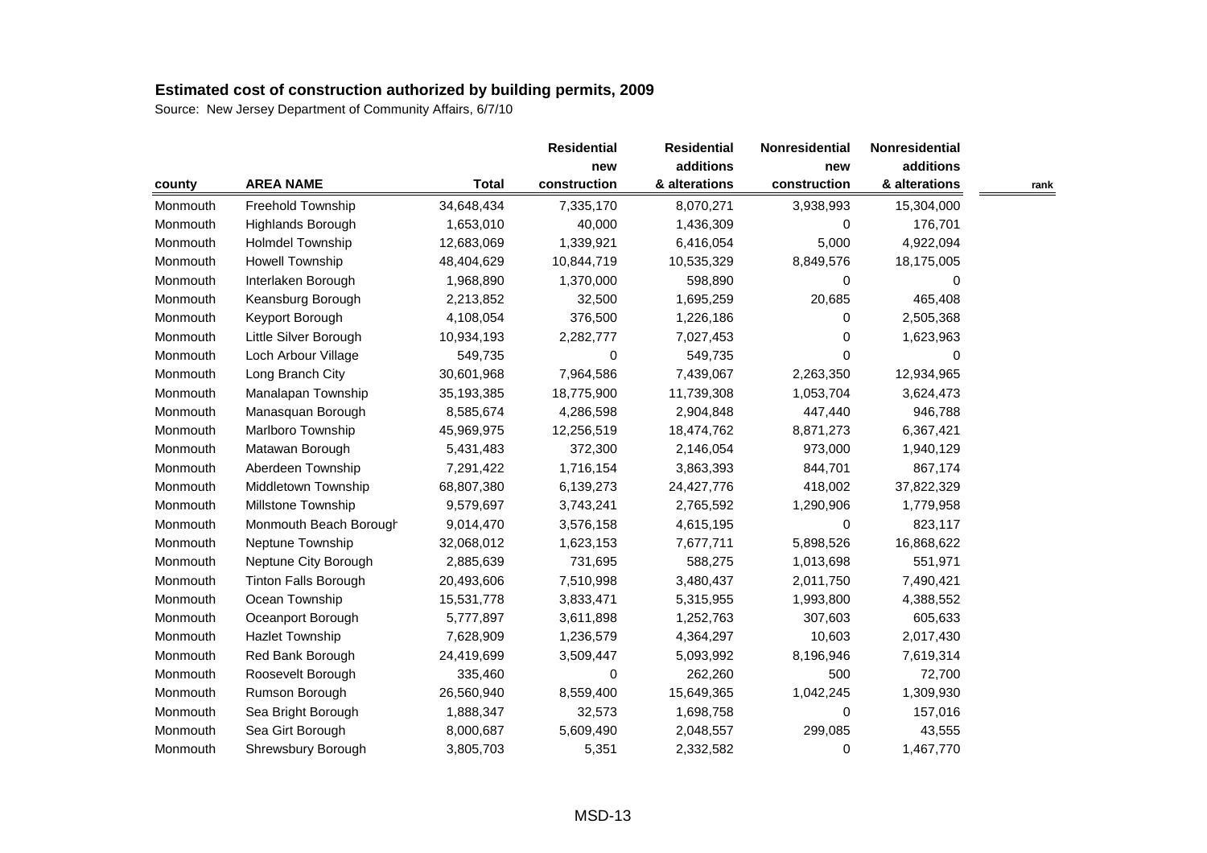# Estimated cost of construction authorized by building permits, 2009

Source: New Jersey Department of Community Affairs, 6/7/10

| county | AREA NAME | Total | Residential new construction | Residential additions & alterations | Nonresidential new construction | Nonresidential additions & alterations | rank |
|---|---|---|---|---|---|---|---|
| Monmouth | Freehold Township | 34,648,434 | 7,335,170 | 8,070,271 | 3,938,993 | 15,304,000 | |
| Monmouth | Highlands Borough | 1,653,010 | 40,000 | 1,436,309 | 0 | 176,701 | |
| Monmouth | Holmdel Township | 12,683,069 | 1,339,921 | 6,416,054 | 5,000 | 4,922,094 | |
| Monmouth | Howell Township | 48,404,629 | 10,844,719 | 10,535,329 | 8,849,576 | 18,175,005 | |
| Monmouth | Interlaken Borough | 1,968,890 | 1,370,000 | 598,890 | 0 | 0 | |
| Monmouth | Keansburg Borough | 2,213,852 | 32,500 | 1,695,259 | 20,685 | 465,408 | |
| Monmouth | Keyport Borough | 4,108,054 | 376,500 | 1,226,186 | 0 | 2,505,368 | |
| Monmouth | Little Silver Borough | 10,934,193 | 2,282,777 | 7,027,453 | 0 | 1,623,963 | |
| Monmouth | Loch Arbour Village | 549,735 | 0 | 549,735 | 0 | 0 | |
| Monmouth | Long Branch City | 30,601,968 | 7,964,586 | 7,439,067 | 2,263,350 | 12,934,965 | |
| Monmouth | Manalapan Township | 35,193,385 | 18,775,900 | 11,739,308 | 1,053,704 | 3,624,473 | |
| Monmouth | Manasquan Borough | 8,585,674 | 4,286,598 | 2,904,848 | 447,440 | 946,788 | |
| Monmouth | Marlboro Township | 45,969,975 | 12,256,519 | 18,474,762 | 8,871,273 | 6,367,421 | |
| Monmouth | Matawan Borough | 5,431,483 | 372,300 | 2,146,054 | 973,000 | 1,940,129 | |
| Monmouth | Aberdeen Township | 7,291,422 | 1,716,154 | 3,863,393 | 844,701 | 867,174 | |
| Monmouth | Middletown Township | 68,807,380 | 6,139,273 | 24,427,776 | 418,002 | 37,822,329 | |
| Monmouth | Millstone Township | 9,579,697 | 3,743,241 | 2,765,592 | 1,290,906 | 1,779,958 | |
| Monmouth | Monmouth Beach Borough | 9,014,470 | 3,576,158 | 4,615,195 | 0 | 823,117 | |
| Monmouth | Neptune Township | 32,068,012 | 1,623,153 | 7,677,711 | 5,898,526 | 16,868,622 | |
| Monmouth | Neptune City Borough | 2,885,639 | 731,695 | 588,275 | 1,013,698 | 551,971 | |
| Monmouth | Tinton Falls Borough | 20,493,606 | 7,510,998 | 3,480,437 | 2,011,750 | 7,490,421 | |
| Monmouth | Ocean Township | 15,531,778 | 3,833,471 | 5,315,955 | 1,993,800 | 4,388,552 | |
| Monmouth | Oceanport Borough | 5,777,897 | 3,611,898 | 1,252,763 | 307,603 | 605,633 | |
| Monmouth | Hazlet Township | 7,628,909 | 1,236,579 | 4,364,297 | 10,603 | 2,017,430 | |
| Monmouth | Red Bank Borough | 24,419,699 | 3,509,447 | 5,093,992 | 8,196,946 | 7,619,314 | |
| Monmouth | Roosevelt Borough | 335,460 | 0 | 262,260 | 500 | 72,700 | |
| Monmouth | Rumson Borough | 26,560,940 | 8,559,400 | 15,649,365 | 1,042,245 | 1,309,930 | |
| Monmouth | Sea Bright Borough | 1,888,347 | 32,573 | 1,698,758 | 0 | 157,016 | |
| Monmouth | Sea Girt Borough | 8,000,687 | 5,609,490 | 2,048,557 | 299,085 | 43,555 | |
| Monmouth | Shrewsbury Borough | 3,805,703 | 5,351 | 2,332,582 | 0 | 1,467,770 | |

MSD-13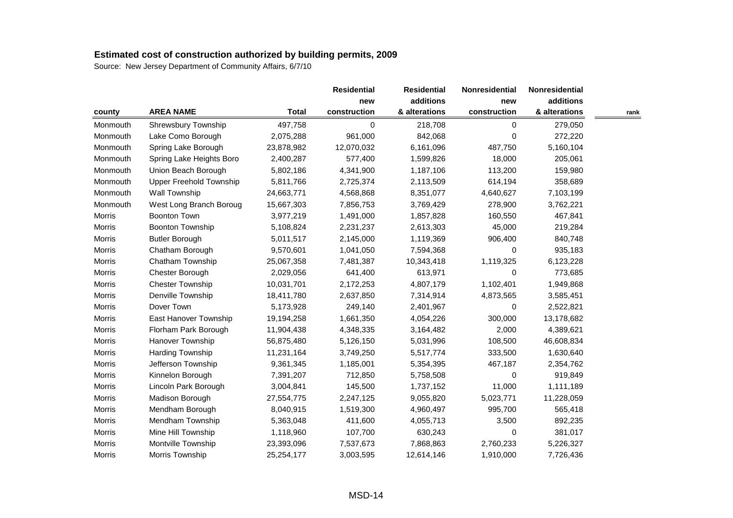## Estimated cost of construction authorized by building permits, 2009

Source: New Jersey Department of Community Affairs, 6/7/10

| county | AREA NAME | Total | Residential new construction | Residential additions & alterations | Nonresidential new construction | Nonresidential additions & alterations | rank |
|---|---|---|---|---|---|---|---|
| Monmouth | Shrewsbury Township | 497,758 | 0 | 218,708 | 0 | 279,050 | |
| Monmouth | Lake Como Borough | 2,075,288 | 961,000 | 842,068 | 0 | 272,220 | |
| Monmouth | Spring Lake Borough | 23,878,982 | 12,070,032 | 6,161,096 | 487,750 | 5,160,104 | |
| Monmouth | Spring Lake Heights Boro | 2,400,287 | 577,400 | 1,599,826 | 18,000 | 205,061 | |
| Monmouth | Union Beach Borough | 5,802,186 | 4,341,900 | 1,187,106 | 113,200 | 159,980 | |
| Monmouth | Upper Freehold Township | 5,811,766 | 2,725,374 | 2,113,509 | 614,194 | 358,689 | |
| Monmouth | Wall Township | 24,663,771 | 4,568,868 | 8,351,077 | 4,640,627 | 7,103,199 | |
| Monmouth | West Long Branch Boroug | 15,667,303 | 7,856,753 | 3,769,429 | 278,900 | 3,762,221 | |
| Morris | Boonton Town | 3,977,219 | 1,491,000 | 1,857,828 | 160,550 | 467,841 | |
| Morris | Boonton Township | 5,108,824 | 2,231,237 | 2,613,303 | 45,000 | 219,284 | |
| Morris | Butler Borough | 5,011,517 | 2,145,000 | 1,119,369 | 906,400 | 840,748 | |
| Morris | Chatham Borough | 9,570,601 | 1,041,050 | 7,594,368 | 0 | 935,183 | |
| Morris | Chatham Township | 25,067,358 | 7,481,387 | 10,343,418 | 1,119,325 | 6,123,228 | |
| Morris | Chester Borough | 2,029,056 | 641,400 | 613,971 | 0 | 773,685 | |
| Morris | Chester Township | 10,031,701 | 2,172,253 | 4,807,179 | 1,102,401 | 1,949,868 | |
| Morris | Denville Township | 18,411,780 | 2,637,850 | 7,314,914 | 4,873,565 | 3,585,451 | |
| Morris | Dover Town | 5,173,928 | 249,140 | 2,401,967 | 0 | 2,522,821 | |
| Morris | East Hanover Township | 19,194,258 | 1,661,350 | 4,054,226 | 300,000 | 13,178,682 | |
| Morris | Florham Park Borough | 11,904,438 | 4,348,335 | 3,164,482 | 2,000 | 4,389,621 | |
| Morris | Hanover Township | 56,875,480 | 5,126,150 | 5,031,996 | 108,500 | 46,608,834 | |
| Morris | Harding Township | 11,231,164 | 3,749,250 | 5,517,774 | 333,500 | 1,630,640 | |
| Morris | Jefferson Township | 9,361,345 | 1,185,001 | 5,354,395 | 467,187 | 2,354,762 | |
| Morris | Kinnelon Borough | 7,391,207 | 712,850 | 5,758,508 | 0 | 919,849 | |
| Morris | Lincoln Park Borough | 3,004,841 | 145,500 | 1,737,152 | 11,000 | 1,111,189 | |
| Morris | Madison Borough | 27,554,775 | 2,247,125 | 9,055,820 | 5,023,771 | 11,228,059 | |
| Morris | Mendham Borough | 8,040,915 | 1,519,300 | 4,960,497 | 995,700 | 565,418 | |
| Morris | Mendham Township | 5,363,048 | 411,600 | 4,055,713 | 3,500 | 892,235 | |
| Morris | Mine Hill Township | 1,118,960 | 107,700 | 630,243 | 0 | 381,017 | |
| Morris | Montville Township | 23,393,096 | 7,537,673 | 7,868,863 | 2,760,233 | 5,226,327 | |
| Morris | Morris Township | 25,254,177 | 3,003,595 | 12,614,146 | 1,910,000 | 7,726,436 | |

MSD-14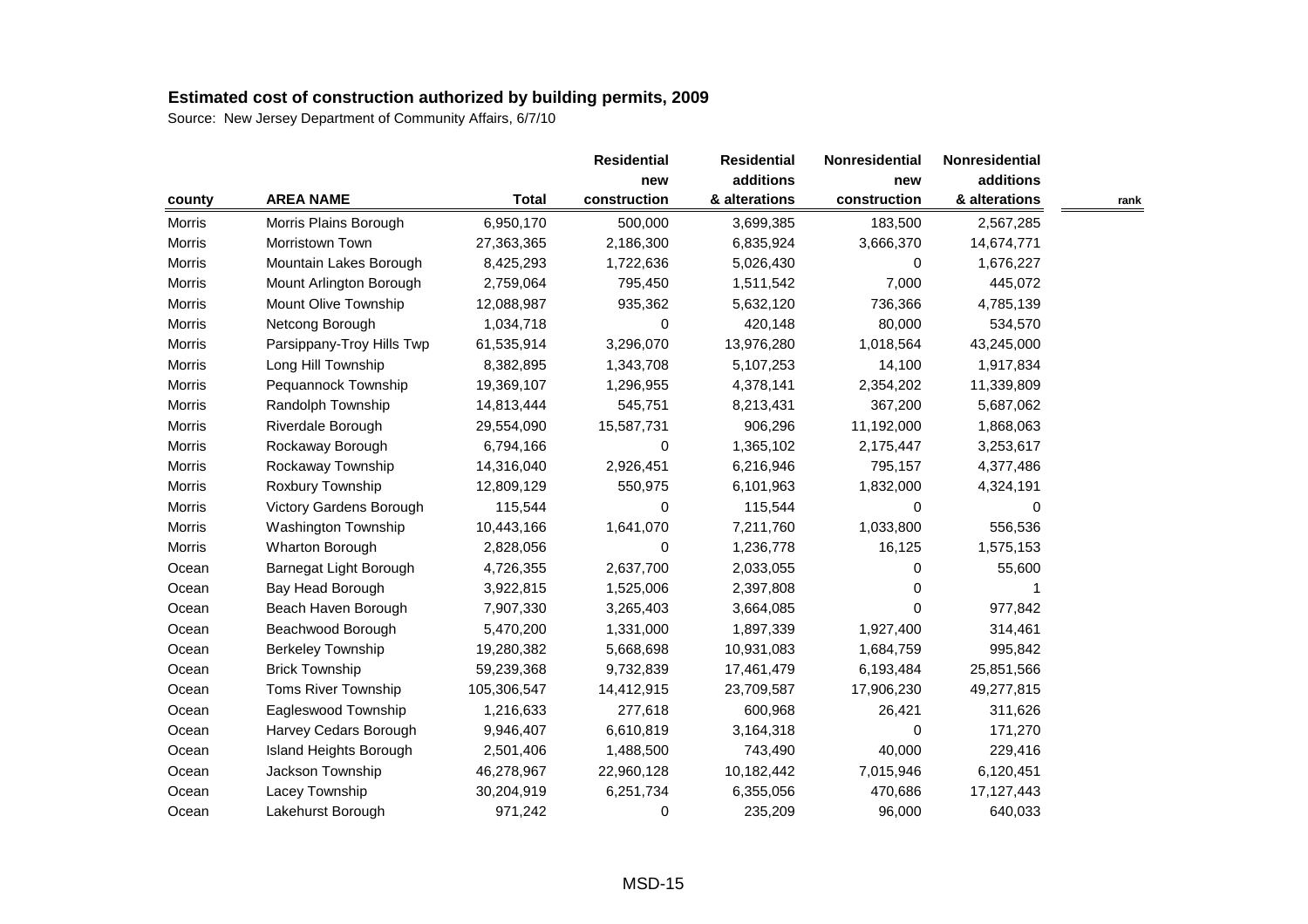## Estimated cost of construction authorized by building permits, 2009

Source: New Jersey Department of Community Affairs, 6/7/10

| county | AREA NAME | Total | Residential new construction | Residential additions & alterations | Nonresidential new construction | Nonresidential additions & alterations | rank |
|---|---|---|---|---|---|---|---|
| Morris | Morris Plains Borough | 6,950,170 | 500,000 | 3,699,385 | 183,500 | 2,567,285 | |
| Morris | Morristown Town | 27,363,365 | 2,186,300 | 6,835,924 | 3,666,370 | 14,674,771 | |
| Morris | Mountain Lakes Borough | 8,425,293 | 1,722,636 | 5,026,430 | 0 | 1,676,227 | |
| Morris | Mount Arlington Borough | 2,759,064 | 795,450 | 1,511,542 | 7,000 | 445,072 | |
| Morris | Mount Olive Township | 12,088,987 | 935,362 | 5,632,120 | 736,366 | 4,785,139 | |
| Morris | Netcong Borough | 1,034,718 | 0 | 420,148 | 80,000 | 534,570 | |
| Morris | Parsippany-Troy Hills Twp | 61,535,914 | 3,296,070 | 13,976,280 | 1,018,564 | 43,245,000 | |
| Morris | Long Hill Township | 8,382,895 | 1,343,708 | 5,107,253 | 14,100 | 1,917,834 | |
| Morris | Pequannock Township | 19,369,107 | 1,296,955 | 4,378,141 | 2,354,202 | 11,339,809 | |
| Morris | Randolph Township | 14,813,444 | 545,751 | 8,213,431 | 367,200 | 5,687,062 | |
| Morris | Riverdale Borough | 29,554,090 | 15,587,731 | 906,296 | 11,192,000 | 1,868,063 | |
| Morris | Rockaway Borough | 6,794,166 | 0 | 1,365,102 | 2,175,447 | 3,253,617 | |
| Morris | Rockaway Township | 14,316,040 | 2,926,451 | 6,216,946 | 795,157 | 4,377,486 | |
| Morris | Roxbury Township | 12,809,129 | 550,975 | 6,101,963 | 1,832,000 | 4,324,191 | |
| Morris | Victory Gardens Borough | 115,544 | 0 | 115,544 | 0 | 0 | |
| Morris | Washington Township | 10,443,166 | 1,641,070 | 7,211,760 | 1,033,800 | 556,536 | |
| Morris | Wharton Borough | 2,828,056 | 0 | 1,236,778 | 16,125 | 1,575,153 | |
| Ocean | Barnegat Light Borough | 4,726,355 | 2,637,700 | 2,033,055 | 0 | 55,600 | |
| Ocean | Bay Head Borough | 3,922,815 | 1,525,006 | 2,397,808 | 0 | 1 | |
| Ocean | Beach Haven Borough | 7,907,330 | 3,265,403 | 3,664,085 | 0 | 977,842 | |
| Ocean | Beachwood Borough | 5,470,200 | 1,331,000 | 1,897,339 | 1,927,400 | 314,461 | |
| Ocean | Berkeley Township | 19,280,382 | 5,668,698 | 10,931,083 | 1,684,759 | 995,842 | |
| Ocean | Brick Township | 59,239,368 | 9,732,839 | 17,461,479 | 6,193,484 | 25,851,566 | |
| Ocean | Toms River Township | 105,306,547 | 14,412,915 | 23,709,587 | 17,906,230 | 49,277,815 | |
| Ocean | Eagleswood Township | 1,216,633 | 277,618 | 600,968 | 26,421 | 311,626 | |
| Ocean | Harvey Cedars Borough | 9,946,407 | 6,610,819 | 3,164,318 | 0 | 171,270 | |
| Ocean | Island Heights Borough | 2,501,406 | 1,488,500 | 743,490 | 40,000 | 229,416 | |
| Ocean | Jackson Township | 46,278,967 | 22,960,128 | 10,182,442 | 7,015,946 | 6,120,451 | |
| Ocean | Lacey Township | 30,204,919 | 6,251,734 | 6,355,056 | 470,686 | 17,127,443 | |
| Ocean | Lakehurst Borough | 971,242 | 0 | 235,209 | 96,000 | 640,033 | |

MSD-15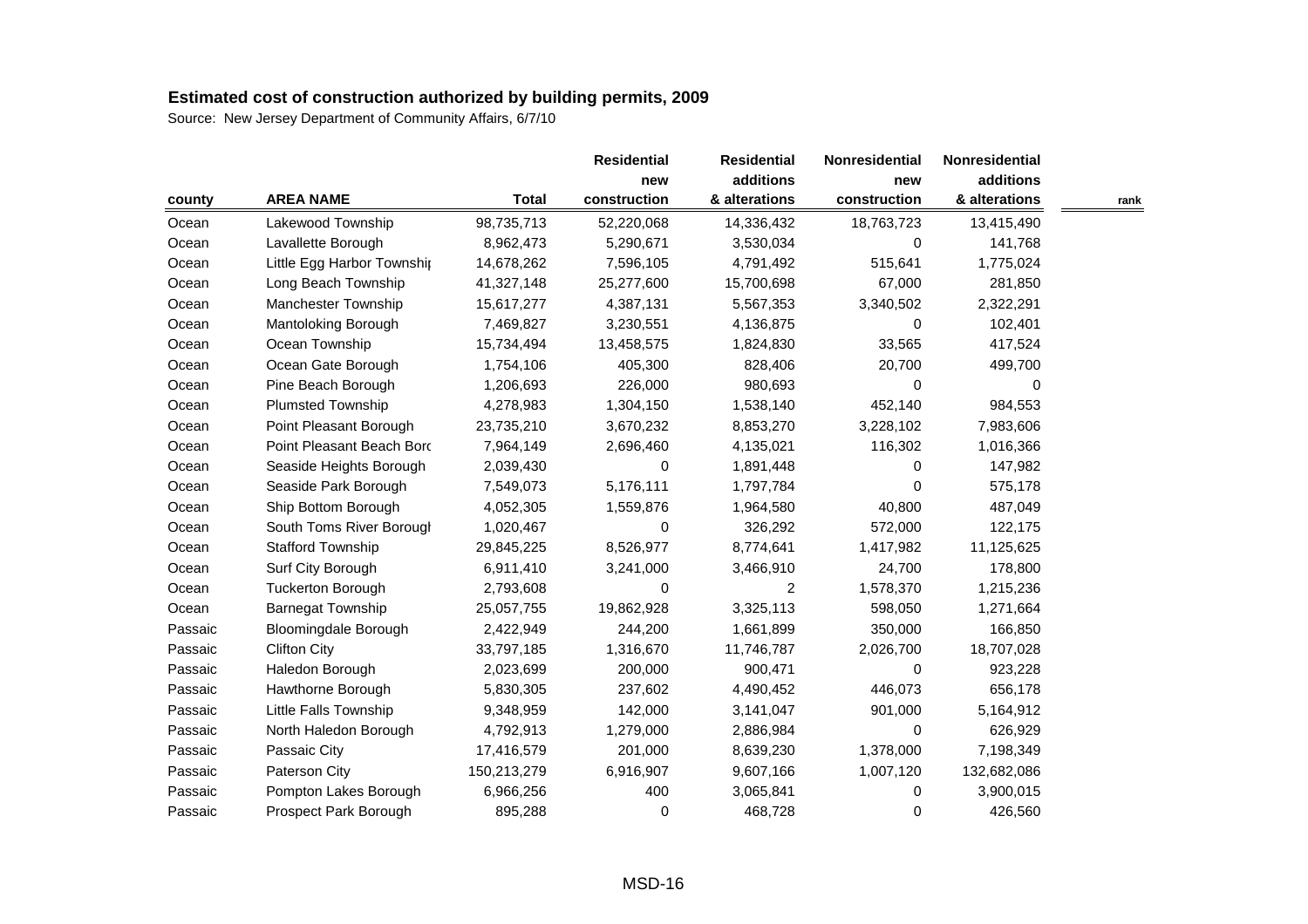# Estimated cost of construction authorized by building permits, 2009

Source: New Jersey Department of Community Affairs, 6/7/10

| county | AREA NAME | Total | Residential new construction | Residential additions & alterations | Nonresidential new construction | Nonresidential additions & alterations | rank |
|---|---|---|---|---|---|---|---|
| Ocean | Lakewood Township | 98,735,713 | 52,220,068 | 14,336,432 | 18,763,723 | 13,415,490 | |
| Ocean | Lavallette Borough | 8,962,473 | 5,290,671 | 3,530,034 | 0 | 141,768 | |
| Ocean | Little Egg Harbor Townshi | 14,678,262 | 7,596,105 | 4,791,492 | 515,641 | 1,775,024 | |
| Ocean | Long Beach Township | 41,327,148 | 25,277,600 | 15,700,698 | 67,000 | 281,850 | |
| Ocean | Manchester Township | 15,617,277 | 4,387,131 | 5,567,353 | 3,340,502 | 2,322,291 | |
| Ocean | Mantoloking Borough | 7,469,827 | 3,230,551 | 4,136,875 | 0 | 102,401 | |
| Ocean | Ocean Township | 15,734,494 | 13,458,575 | 1,824,830 | 33,565 | 417,524 | |
| Ocean | Ocean Gate Borough | 1,754,106 | 405,300 | 828,406 | 20,700 | 499,700 | |
| Ocean | Pine Beach Borough | 1,206,693 | 226,000 | 980,693 | 0 | 0 | |
| Ocean | Plumsted Township | 4,278,983 | 1,304,150 | 1,538,140 | 452,140 | 984,553 | |
| Ocean | Point Pleasant Borough | 23,735,210 | 3,670,232 | 8,853,270 | 3,228,102 | 7,983,606 | |
| Ocean | Point Pleasant Beach Boro | 7,964,149 | 2,696,460 | 4,135,021 | 116,302 | 1,016,366 | |
| Ocean | Seaside Heights Borough | 2,039,430 | 0 | 1,891,448 | 0 | 147,982 | |
| Ocean | Seaside Park Borough | 7,549,073 | 5,176,111 | 1,797,784 | 0 | 575,178 | |
| Ocean | Ship Bottom Borough | 4,052,305 | 1,559,876 | 1,964,580 | 40,800 | 487,049 | |
| Ocean | South Toms River Borough | 1,020,467 | 0 | 326,292 | 572,000 | 122,175 | |
| Ocean | Stafford Township | 29,845,225 | 8,526,977 | 8,774,641 | 1,417,982 | 11,125,625 | |
| Ocean | Surf City Borough | 6,911,410 | 3,241,000 | 3,466,910 | 24,700 | 178,800 | |
| Ocean | Tuckerton Borough | 2,793,608 | 0 | 2 | 1,578,370 | 1,215,236 | |
| Ocean | Barnegat Township | 25,057,755 | 19,862,928 | 3,325,113 | 598,050 | 1,271,664 | |
| Passaic | Bloomingdale Borough | 2,422,949 | 244,200 | 1,661,899 | 350,000 | 166,850 | |
| Passaic | Clifton City | 33,797,185 | 1,316,670 | 11,746,787 | 2,026,700 | 18,707,028 | |
| Passaic | Haledon Borough | 2,023,699 | 200,000 | 900,471 | 0 | 923,228 | |
| Passaic | Hawthorne Borough | 5,830,305 | 237,602 | 4,490,452 | 446,073 | 656,178 | |
| Passaic | Little Falls Township | 9,348,959 | 142,000 | 3,141,047 | 901,000 | 5,164,912 | |
| Passaic | North Haledon Borough | 4,792,913 | 1,279,000 | 2,886,984 | 0 | 626,929 | |
| Passaic | Passaic City | 17,416,579 | 201,000 | 8,639,230 | 1,378,000 | 7,198,349 | |
| Passaic | Paterson City | 150,213,279 | 6,916,907 | 9,607,166 | 1,007,120 | 132,682,086 | |
| Passaic | Pompton Lakes Borough | 6,966,256 | 400 | 3,065,841 | 0 | 3,900,015 | |
| Passaic | Prospect Park Borough | 895,288 | 0 | 468,728 | 0 | 426,560 | |

MSD-16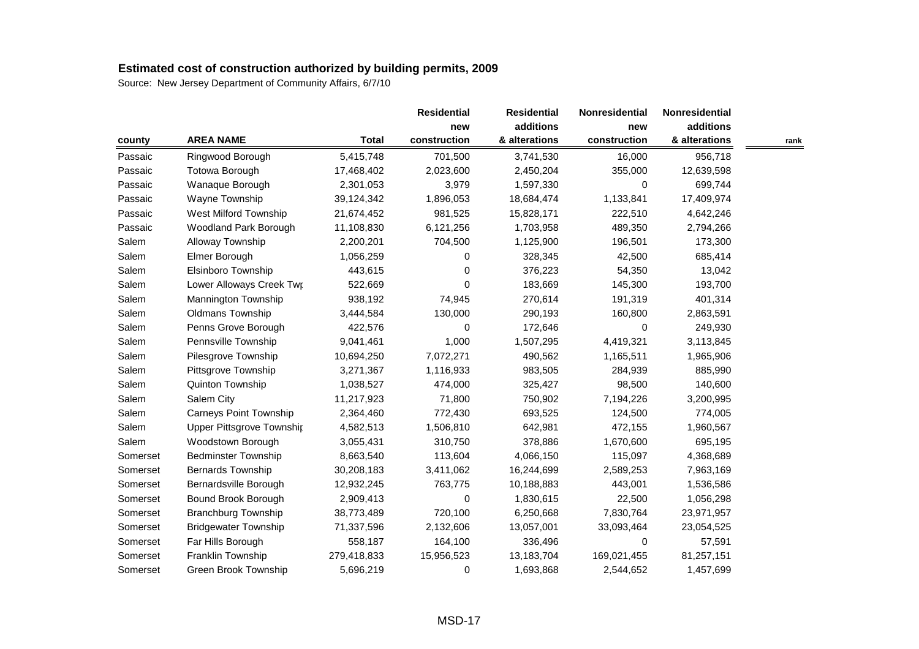## Estimated cost of construction authorized by building permits, 2009

Source: New Jersey Department of Community Affairs, 6/7/10

| county | AREA NAME | Total | Residential new construction | Residential additions & alterations | Nonresidential new construction | Nonresidential additions & alterations | rank |
|---|---|---|---|---|---|---|---|
| Passaic | Ringwood Borough | 5,415,748 | 701,500 | 3,741,530 | 16,000 | 956,718 | |
| Passaic | Totowa Borough | 17,468,402 | 2,023,600 | 2,450,204 | 355,000 | 12,639,598 | |
| Passaic | Wanaque Borough | 2,301,053 | 3,979 | 1,597,330 | 0 | 699,744 | |
| Passaic | Wayne Township | 39,124,342 | 1,896,053 | 18,684,474 | 1,133,841 | 17,409,974 | |
| Passaic | West Milford Township | 21,674,452 | 981,525 | 15,828,171 | 222,510 | 4,642,246 | |
| Passaic | Woodland Park Borough | 11,108,830 | 6,121,256 | 1,703,958 | 489,350 | 2,794,266 | |
| Salem | Alloway Township | 2,200,201 | 704,500 | 1,125,900 | 196,501 | 173,300 | |
| Salem | Elmer Borough | 1,056,259 | 0 | 328,345 | 42,500 | 685,414 | |
| Salem | Elsinboro Township | 443,615 | 0 | 376,223 | 54,350 | 13,042 | |
| Salem | Lower Alloways Creek Twp | 522,669 | 0 | 183,669 | 145,300 | 193,700 | |
| Salem | Mannington Township | 938,192 | 74,945 | 270,614 | 191,319 | 401,314 | |
| Salem | Oldmans Township | 3,444,584 | 130,000 | 290,193 | 160,800 | 2,863,591 | |
| Salem | Penns Grove Borough | 422,576 | 0 | 172,646 | 0 | 249,930 | |
| Salem | Pennsville Township | 9,041,461 | 1,000 | 1,507,295 | 4,419,321 | 3,113,845 | |
| Salem | Pilesgrove Township | 10,694,250 | 7,072,271 | 490,562 | 1,165,511 | 1,965,906 | |
| Salem | Pittsgrove Township | 3,271,367 | 1,116,933 | 983,505 | 284,939 | 885,990 | |
| Salem | Quinton Township | 1,038,527 | 474,000 | 325,427 | 98,500 | 140,600 | |
| Salem | Salem City | 11,217,923 | 71,800 | 750,902 | 7,194,226 | 3,200,995 | |
| Salem | Carneys Point Township | 2,364,460 | 772,430 | 693,525 | 124,500 | 774,005 | |
| Salem | Upper Pittsgrove Township | 4,582,513 | 1,506,810 | 642,981 | 472,155 | 1,960,567 | |
| Salem | Woodstown Borough | 3,055,431 | 310,750 | 378,886 | 1,670,600 | 695,195 | |
| Somerset | Bedminster Township | 8,663,540 | 113,604 | 4,066,150 | 115,097 | 4,368,689 | |
| Somerset | Bernards Township | 30,208,183 | 3,411,062 | 16,244,699 | 2,589,253 | 7,963,169 | |
| Somerset | Bernardsville Borough | 12,932,245 | 763,775 | 10,188,883 | 443,001 | 1,536,586 | |
| Somerset | Bound Brook Borough | 2,909,413 | 0 | 1,830,615 | 22,500 | 1,056,298 | |
| Somerset | Branchburg Township | 38,773,489 | 720,100 | 6,250,668 | 7,830,764 | 23,971,957 | |
| Somerset | Bridgewater Township | 71,337,596 | 2,132,606 | 13,057,001 | 33,093,464 | 23,054,525 | |
| Somerset | Far Hills Borough | 558,187 | 164,100 | 336,496 | 0 | 57,591 | |
| Somerset | Franklin Township | 279,418,833 | 15,956,523 | 13,183,704 | 169,021,455 | 81,257,151 | |
| Somerset | Green Brook Township | 5,696,219 | 0 | 1,693,868 | 2,544,652 | 1,457,699 | |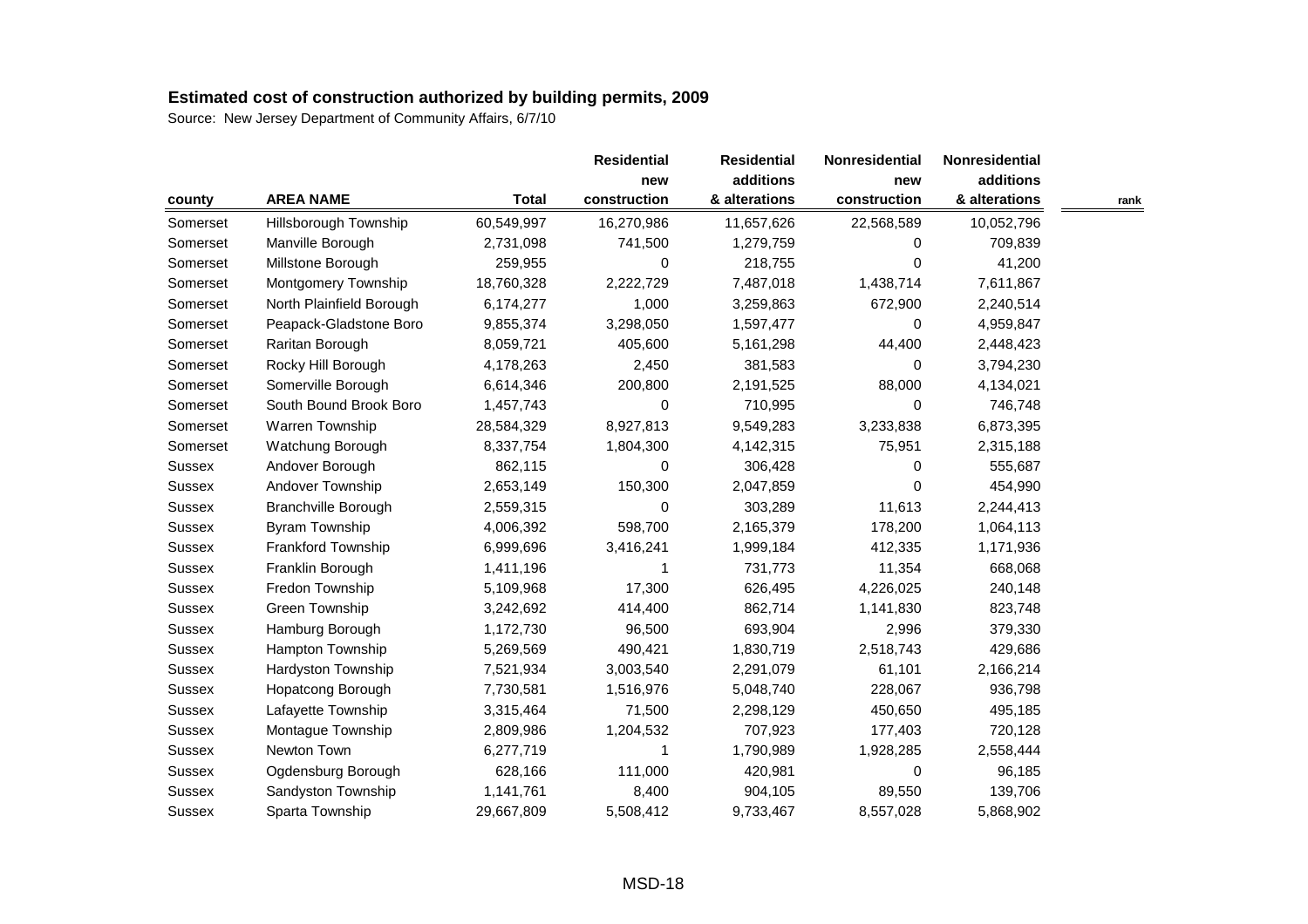## Estimated cost of construction authorized by building permits, 2009

Source: New Jersey Department of Community Affairs, 6/7/10

| county | AREA NAME | Total | Residential new construction | Residential additions & alterations | Nonresidential new construction | Nonresidential additions & alterations | rank |
|---|---|---|---|---|---|---|---|
| Somerset | Hillsborough Township | 60,549,997 | 16,270,986 | 11,657,626 | 22,568,589 | 10,052,796 | |
| Somerset | Manville Borough | 2,731,098 | 741,500 | 1,279,759 | 0 | 709,839 | |
| Somerset | Millstone Borough | 259,955 | 0 | 218,755 | 0 | 41,200 | |
| Somerset | Montgomery Township | 18,760,328 | 2,222,729 | 7,487,018 | 1,438,714 | 7,611,867 | |
| Somerset | North Plainfield Borough | 6,174,277 | 1,000 | 3,259,863 | 672,900 | 2,240,514 | |
| Somerset | Peapack-Gladstone Boro | 9,855,374 | 3,298,050 | 1,597,477 | 0 | 4,959,847 | |
| Somerset | Raritan Borough | 8,059,721 | 405,600 | 5,161,298 | 44,400 | 2,448,423 | |
| Somerset | Rocky Hill Borough | 4,178,263 | 2,450 | 381,583 | 0 | 3,794,230 | |
| Somerset | Somerville Borough | 6,614,346 | 200,800 | 2,191,525 | 88,000 | 4,134,021 | |
| Somerset | South Bound Brook Boro | 1,457,743 | 0 | 710,995 | 0 | 746,748 | |
| Somerset | Warren Township | 28,584,329 | 8,927,813 | 9,549,283 | 3,233,838 | 6,873,395 | |
| Somerset | Watchung Borough | 8,337,754 | 1,804,300 | 4,142,315 | 75,951 | 2,315,188 | |
| Sussex | Andover Borough | 862,115 | 0 | 306,428 | 0 | 555,687 | |
| Sussex | Andover Township | 2,653,149 | 150,300 | 2,047,859 | 0 | 454,990 | |
| Sussex | Branchville Borough | 2,559,315 | 0 | 303,289 | 11,613 | 2,244,413 | |
| Sussex | Byram Township | 4,006,392 | 598,700 | 2,165,379 | 178,200 | 1,064,113 | |
| Sussex | Frankford Township | 6,999,696 | 3,416,241 | 1,999,184 | 412,335 | 1,171,936 | |
| Sussex | Franklin Borough | 1,411,196 | 1 | 731,773 | 11,354 | 668,068 | |
| Sussex | Fredon Township | 5,109,968 | 17,300 | 626,495 | 4,226,025 | 240,148 | |
| Sussex | Green Township | 3,242,692 | 414,400 | 862,714 | 1,141,830 | 823,748 | |
| Sussex | Hamburg Borough | 1,172,730 | 96,500 | 693,904 | 2,996 | 379,330 | |
| Sussex | Hampton Township | 5,269,569 | 490,421 | 1,830,719 | 2,518,743 | 429,686 | |
| Sussex | Hardyston Township | 7,521,934 | 3,003,540 | 2,291,079 | 61,101 | 2,166,214 | |
| Sussex | Hopatcong Borough | 7,730,581 | 1,516,976 | 5,048,740 | 228,067 | 936,798 | |
| Sussex | Lafayette Township | 3,315,464 | 71,500 | 2,298,129 | 450,650 | 495,185 | |
| Sussex | Montague Township | 2,809,986 | 1,204,532 | 707,923 | 177,403 | 720,128 | |
| Sussex | Newton Town | 6,277,719 | 1 | 1,790,989 | 1,928,285 | 2,558,444 | |
| Sussex | Ogdensburg Borough | 628,166 | 111,000 | 420,981 | 0 | 96,185 | |
| Sussex | Sandyston Township | 1,141,761 | 8,400 | 904,105 | 89,550 | 139,706 | |
| Sussex | Sparta Township | 29,667,809 | 5,508,412 | 9,733,467 | 8,557,028 | 5,868,902 | |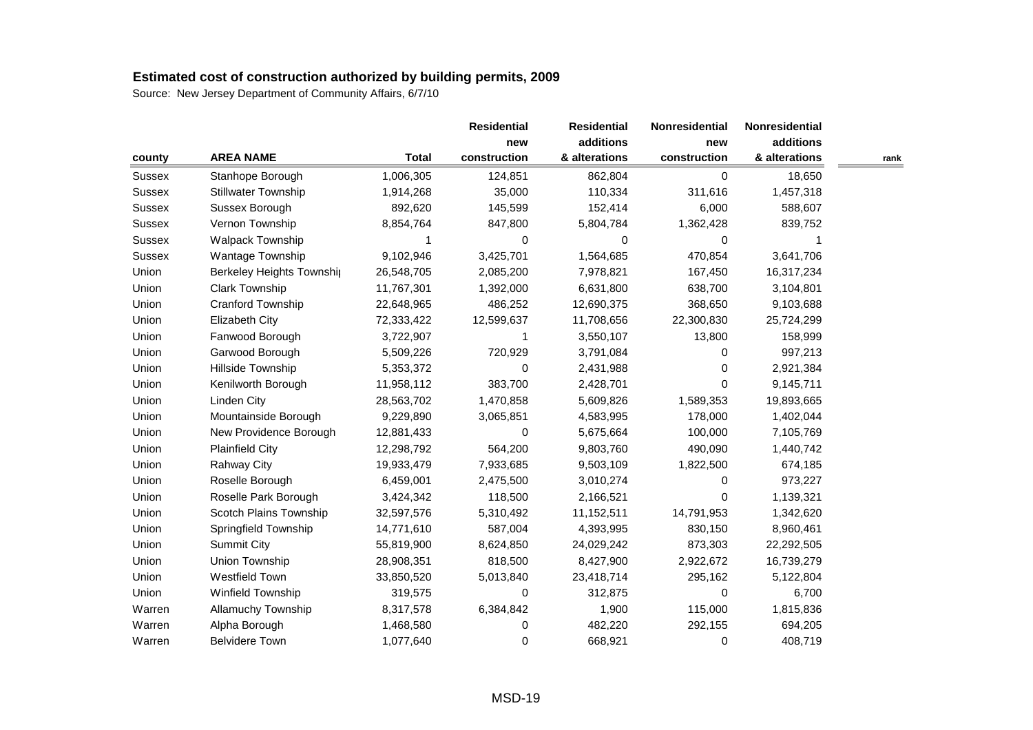## Estimated cost of construction authorized by building permits, 2009

Source: New Jersey Department of Community Affairs, 6/7/10

| county | AREA NAME | Total | Residential new construction | Residential additions & alterations | Nonresidential new construction | Nonresidential additions & alterations | rank |
|---|---|---|---|---|---|---|---|
| Sussex | Stanhope Borough | 1,006,305 | 124,851 | 862,804 | 0 | 18,650 | |
| Sussex | Stillwater Township | 1,914,268 | 35,000 | 110,334 | 311,616 | 1,457,318 | |
| Sussex | Sussex Borough | 892,620 | 145,599 | 152,414 | 6,000 | 588,607 | |
| Sussex | Vernon Township | 8,854,764 | 847,800 | 5,804,784 | 1,362,428 | 839,752 | |
| Sussex | Walpack Township | 1 | 0 | 0 | 0 | 1 | |
| Sussex | Wantage Township | 9,102,946 | 3,425,701 | 1,564,685 | 470,854 | 3,641,706 | |
| Union | Berkeley Heights Townshi | 26,548,705 | 2,085,200 | 7,978,821 | 167,450 | 16,317,234 | |
| Union | Clark Township | 11,767,301 | 1,392,000 | 6,631,800 | 638,700 | 3,104,801 | |
| Union | Cranford Township | 22,648,965 | 486,252 | 12,690,375 | 368,650 | 9,103,688 | |
| Union | Elizabeth City | 72,333,422 | 12,599,637 | 11,708,656 | 22,300,830 | 25,724,299 | |
| Union | Fanwood Borough | 3,722,907 | 1 | 3,550,107 | 13,800 | 158,999 | |
| Union | Garwood Borough | 5,509,226 | 720,929 | 3,791,084 | 0 | 997,213 | |
| Union | Hillside Township | 5,353,372 | 0 | 2,431,988 | 0 | 2,921,384 | |
| Union | Kenilworth Borough | 11,958,112 | 383,700 | 2,428,701 | 0 | 9,145,711 | |
| Union | Linden City | 28,563,702 | 1,470,858 | 5,609,826 | 1,589,353 | 19,893,665 | |
| Union | Mountainside Borough | 9,229,890 | 3,065,851 | 4,583,995 | 178,000 | 1,402,044 | |
| Union | New Providence Borough | 12,881,433 | 0 | 5,675,664 | 100,000 | 7,105,769 | |
| Union | Plainfield City | 12,298,792 | 564,200 | 9,803,760 | 490,090 | 1,440,742 | |
| Union | Rahway City | 19,933,479 | 7,933,685 | 9,503,109 | 1,822,500 | 674,185 | |
| Union | Roselle Borough | 6,459,001 | 2,475,500 | 3,010,274 | 0 | 973,227 | |
| Union | Roselle Park Borough | 3,424,342 | 118,500 | 2,166,521 | 0 | 1,139,321 | |
| Union | Scotch Plains Township | 32,597,576 | 5,310,492 | 11,152,511 | 14,791,953 | 1,342,620 | |
| Union | Springfield Township | 14,771,610 | 587,004 | 4,393,995 | 830,150 | 8,960,461 | |
| Union | Summit City | 55,819,900 | 8,624,850 | 24,029,242 | 873,303 | 22,292,505 | |
| Union | Union Township | 28,908,351 | 818,500 | 8,427,900 | 2,922,672 | 16,739,279 | |
| Union | Westfield Town | 33,850,520 | 5,013,840 | 23,418,714 | 295,162 | 5,122,804 | |
| Union | Winfield Township | 319,575 | 0 | 312,875 | 0 | 6,700 | |
| Warren | Allamuchy Township | 8,317,578 | 6,384,842 | 1,900 | 115,000 | 1,815,836 | |
| Warren | Alpha Borough | 1,468,580 | 0 | 482,220 | 292,155 | 694,205 | |
| Warren | Belvidere Town | 1,077,640 | 0 | 668,921 | 0 | 408,719 | |

MSD-19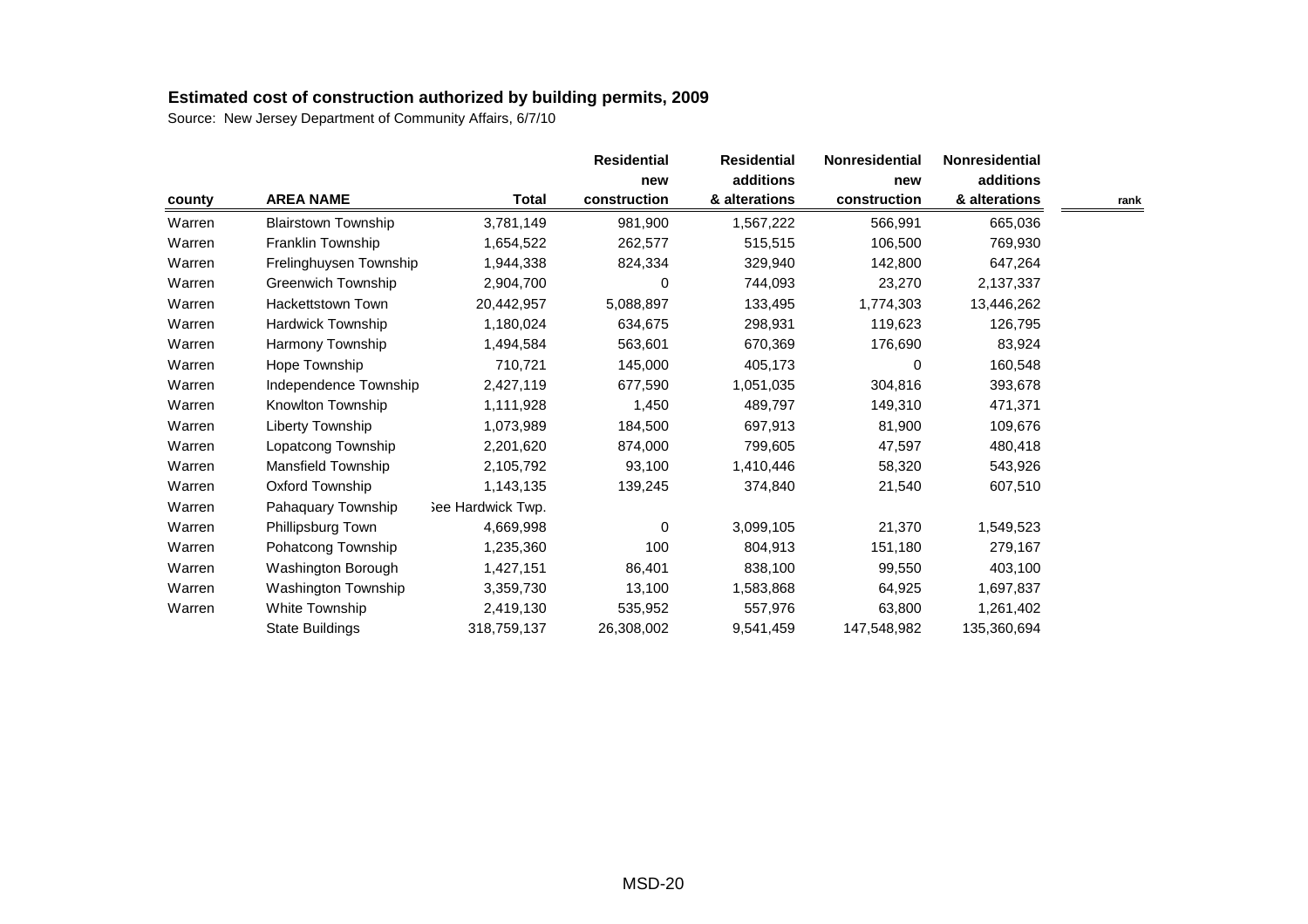# Estimated cost of construction authorized by building permits, 2009

Source: New Jersey Department of Community Affairs, 6/7/10

| county | AREA NAME | Total | Residential new construction | Residential additions & alterations | Nonresidential new construction | Nonresidential additions & alterations | rank |
|---|---|---|---|---|---|---|---|
| Warren | Blairstown Township | 3,781,149 | 981,900 | 1,567,222 | 566,991 | 665,036 | |
| Warren | Franklin Township | 1,654,522 | 262,577 | 515,515 | 106,500 | 769,930 | |
| Warren | Frelinghuysen Township | 1,944,338 | 824,334 | 329,940 | 142,800 | 647,264 | |
| Warren | Greenwich Township | 2,904,700 | 0 | 744,093 | 23,270 | 2,137,337 | |
| Warren | Hackettstown Town | 20,442,957 | 5,088,897 | 133,495 | 1,774,303 | 13,446,262 | |
| Warren | Hardwick Township | 1,180,024 | 634,675 | 298,931 | 119,623 | 126,795 | |
| Warren | Harmony Township | 1,494,584 | 563,601 | 670,369 | 176,690 | 83,924 | |
| Warren | Hope Township | 710,721 | 145,000 | 405,173 | 0 | 160,548 | |
| Warren | Independence Township | 2,427,119 | 677,590 | 1,051,035 | 304,816 | 393,678 | |
| Warren | Knowlton Township | 1,111,928 | 1,450 | 489,797 | 149,310 | 471,371 | |
| Warren | Liberty Township | 1,073,989 | 184,500 | 697,913 | 81,900 | 109,676 | |
| Warren | Lopatcong Township | 2,201,620 | 874,000 | 799,605 | 47,597 | 480,418 | |
| Warren | Mansfield Township | 2,105,792 | 93,100 | 1,410,446 | 58,320 | 543,926 | |
| Warren | Oxford Township | 1,143,135 | 139,245 | 374,840 | 21,540 | 607,510 | |
| Warren | Pahaquary Township | See Hardwick Twp. | | | | | |
| Warren | Phillipsburg Town | 4,669,998 | 0 | 3,099,105 | 21,370 | 1,549,523 | |
| Warren | Pohatcong Township | 1,235,360 | 100 | 804,913 | 151,180 | 279,167 | |
| Warren | Washington Borough | 1,427,151 | 86,401 | 838,100 | 99,550 | 403,100 | |
| Warren | Washington Township | 3,359,730 | 13,100 | 1,583,868 | 64,925 | 1,697,837 | |
| Warren | White Township | 2,419,130 | 535,952 | 557,976 | 63,800 | 1,261,402 | |
| | State Buildings | 318,759,137 | 26,308,002 | 9,541,459 | 147,548,982 | 135,360,694 | |

MSD-20